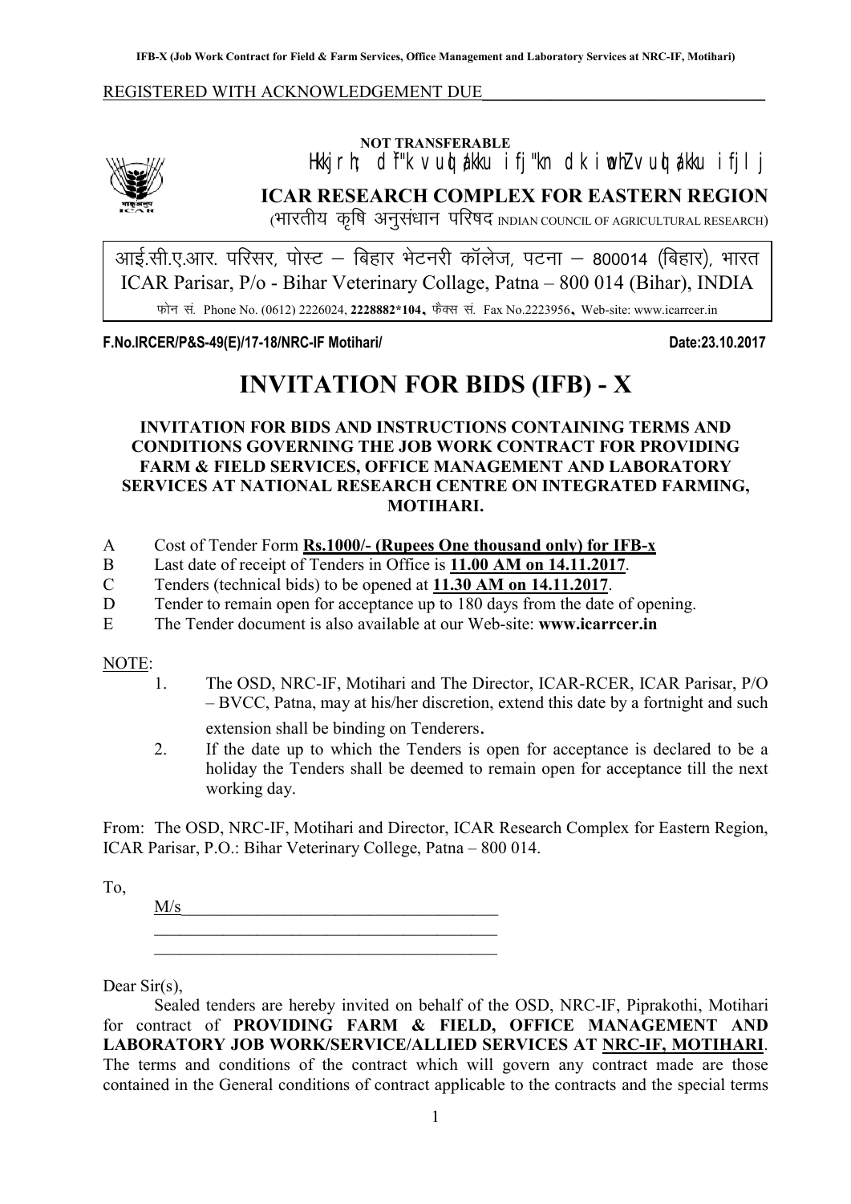REGISTERED WITH ACKNOWLEDGEMENT DUE

**NOT TRANSFERABLE**

Hkkjrh; d`f"k vuqla/kku ifj"kn dk iwohZ vuqla/kku ifjlj

**ICAR RESEARCH COMPLEX FOR EASTERN REGION**

(भारतीय कृषि अनुसंधान परिषद INDIAN COUNCIL OF AGRICULTURAL RESEARCH)

आई.सी.ए.आर. परिसर, पोस्ट – बिहार भेटनरी कॉलेज, पटना – 800014 (बिहार), भारत

ICAR Parisar, P/o - Bihar Veterinary Collage, Patna – 800 014 (Bihar), INDIA

फोन सं. Phone No. (0612) 2226024, **2228882*104**, फैक्स सं. Fax No.2223956, Web-site: www.icarrcer.in

**F.No.IRCER/P&S-49(E)/17-18/NRC-IF Motihari/** **Date:23.10.2017**

# INVITATION FOR BIDS (IFB) - X

**INVITATION FOR BIDS AND INSTRUCTIONS CONTAINING TERMS AND CONDITIONS GOVERNING THE JOB WORK CONTRACT FOR PROVIDING FARM & FIELD SERVICES, OFFICE MANAGEMENT AND LABORATORY SERVICES AT NATIONAL RESEARCH CENTRE ON INTEGRATED FARMING, MOTIHARI.**

A Cost of Tender Form **Rs.1000/- (Rupees One thousand only) for IFB-x**

B Last date of receipt of Tenders in Office is **11.00 AM on 14.11.2017**.

C Tenders (technical bids) to be opened at **11.30 AM on 14.11.2017**.

D Tender to remain open for acceptance up to 180 days from the date of opening.

E The Tender document is also available at our Web-site: **www.icarrcer.in**

NOTE:

1. The OSD, NRC-IF, Motihari and The Director, ICAR-RCER, ICAR Parisar, P/O – BVCC, Patna, may at his/her discretion, extend this date by a fortnight and such extension shall be binding on Tenderers.
2. If the date up to which the Tenders is open for acceptance is declared to be a holiday the Tenders shall be deemed to remain open for acceptance till the next working day.

From: The OSD, NRC-IF, Motihari and Director, ICAR Research Complex for Eastern Region, ICAR Parisar, P.O.: Bihar Veterinary College, Patna – 800 014.

To,

M/s\_\_\_\_\_\_\_\_\_\_\_\_\_\_\_\_\_\_\_\_\_\_\_\_\_\_\_\_\_\_\_\_\_\_\_\_

\_\_\_\_\_\_\_\_\_\_\_\_\_\_\_\_\_\_\_\_\_\_\_\_\_\_\_\_\_\_\_\_\_\_\_\_\_\_\_

\_\_\_\_\_\_\_\_\_\_\_\_\_\_\_\_\_\_\_\_\_\_\_\_\_\_\_\_\_\_\_\_\_\_\_\_\_\_\_

Dear Sir(s),

Sealed tenders are hereby invited on behalf of the OSD, NRC-IF, Piprakothi, Motihari for contract of **PROVIDING FARM & FIELD, OFFICE MANAGEMENT AND LABORATORY JOB WORK/SERVICE/ALLIED SERVICES AT NRC-IF, MOTIHARI**. The terms and conditions of the contract which will govern any contract made are those contained in the General conditions of contract applicable to the contracts and the special terms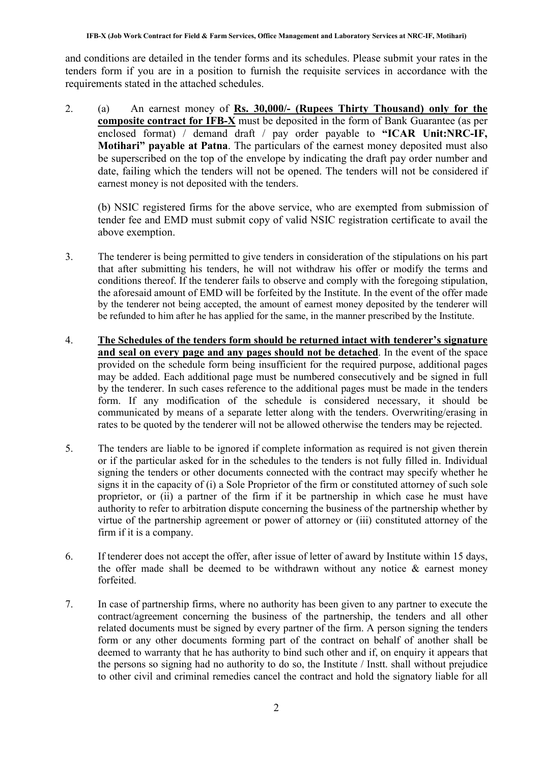and conditions are detailed in the tender forms and its schedules. Please submit your rates in the tenders form if you are in a position to furnish the requisite services in accordance with the requirements stated in the attached schedules.

2. (a) An earnest money of **Rs. 30,000/- (Rupees Thirty Thousand) only for the composite contract for IFB-X** must be deposited in the form of Bank Guarantee (as per enclosed format) / demand draft / pay order payable to **"ICAR Unit:NRC-IF, Motihari" payable at Patna**. The particulars of the earnest money deposited must also be superscribed on the top of the envelope by indicating the draft pay order number and date, failing which the tenders will not be opened. The tenders will not be considered if earnest money is not deposited with the tenders.

   (b) NSIC registered firms for the above service, who are exempted from submission of tender fee and EMD must submit copy of valid NSIC registration certificate to avail the above exemption.

3. The tenderer is being permitted to give tenders in consideration of the stipulations on his part that after submitting his tenders, he will not withdraw his offer or modify the terms and conditions thereof. If the tenderer fails to observe and comply with the foregoing stipulation, the aforesaid amount of EMD will be forfeited by the Institute. In the event of the offer made by the tenderer not being accepted, the amount of earnest money deposited by the tenderer will be refunded to him after he has applied for the same, in the manner prescribed by the Institute.

4. **The Schedules of the tenders form should be returned intact with tenderer's signature and seal on every page and any pages should not be detached**. In the event of the space provided on the schedule form being insufficient for the required purpose, additional pages may be added. Each additional page must be numbered consecutively and be signed in full by the tenderer. In such cases reference to the additional pages must be made in the tenders form. If any modification of the schedule is considered necessary, it should be communicated by means of a separate letter along with the tenders. Overwriting/erasing in rates to be quoted by the tenderer will not be allowed otherwise the tenders may be rejected.

5. The tenders are liable to be ignored if complete information as required is not given therein or if the particular asked for in the schedules to the tenders is not fully filled in. Individual signing the tenders or other documents connected with the contract may specify whether he signs it in the capacity of (i) a Sole Proprietor of the firm or constituted attorney of such sole proprietor, or (ii) a partner of the firm if it be partnership in which case he must have authority to refer to arbitration dispute concerning the business of the partnership whether by virtue of the partnership agreement or power of attorney or (iii) constituted attorney of the firm if it is a company.

6. If tenderer does not accept the offer, after issue of letter of award by Institute within 15 days, the offer made shall be deemed to be withdrawn without any notice & earnest money forfeited.

7. In case of partnership firms, where no authority has been given to any partner to execute the contract/agreement concerning the business of the partnership, the tenders and all other related documents must be signed by every partner of the firm. A person signing the tenders form or any other documents forming part of the contract on behalf of another shall be deemed to warranty that he has authority to bind such other and if, on enquiry it appears that the persons so signing had no authority to do so, the Institute / Instt. shall without prejudice to other civil and criminal remedies cancel the contract and hold the signatory liable for all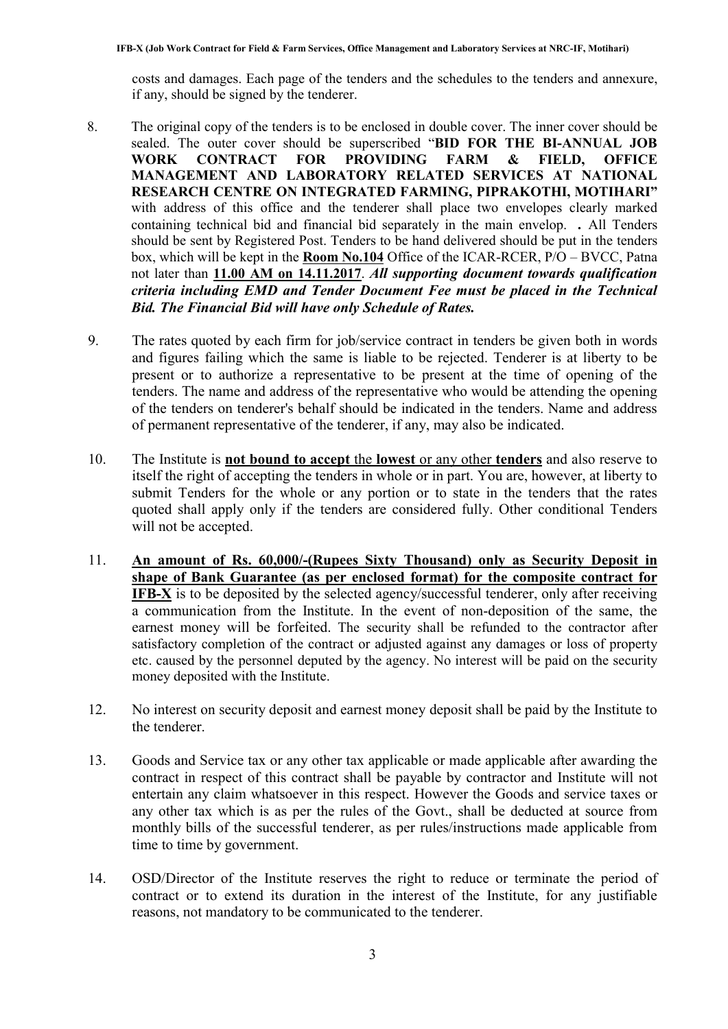costs and damages. Each page of the tenders and the schedules to the tenders and annexure, if any, should be signed by the tenderer.

8. The original copy of the tenders is to be enclosed in double cover. The inner cover should be sealed. The outer cover should be superscribed "**BID FOR THE BI-ANNUAL JOB WORK CONTRACT FOR PROVIDING FARM & FIELD, OFFICE MANAGEMENT AND LABORATORY RELATED SERVICES AT NATIONAL RESEARCH CENTRE ON INTEGRATED FARMING, PIPRAKOTHI, MOTIHARI"** with address of this office and the tenderer shall place two envelopes clearly marked containing technical bid and financial bid separately in the main envelop. **.** All Tenders should be sent by Registered Post. Tenders to be hand delivered should be put in the tenders box, which will be kept in the **<u>Room No.104</u>** Office of the ICAR-RCER, P/O – BVCC, Patna not later than **<u>11.00 AM on 14.11.2017</u>**. ***All supporting document towards qualification criteria including EMD and Tender Document Fee must be placed in the Technical Bid. The Financial Bid will have only Schedule of Rates.***

9. The rates quoted by each firm for job/service contract in tenders be given both in words and figures failing which the same is liable to be rejected. Tenderer is at liberty to be present or to authorize a representative to be present at the time of opening of the tenders. The name and address of the representative who would be attending the opening of the tenders on tenderer's behalf should be indicated in the tenders. Name and address of permanent representative of the tenderer, if any, may also be indicated.

10. The Institute is **<u>not bound to accept</u>** the **<u>lowest</u>** or any other **<u>tenders</u>** and also reserve to itself the right of accepting the tenders in whole or in part. You are, however, at liberty to submit Tenders for the whole or any portion or to state in the tenders that the rates quoted shall apply only if the tenders are considered fully. Other conditional Tenders will not be accepted.

11. **<u>An amount of Rs. 60,000/-(Rupees Sixty Thousand) only as Security Deposit in shape of Bank Guarantee (as per enclosed format) for the composite contract for IFB-X</u>** is to be deposited by the selected agency/successful tenderer, only after receiving a communication from the Institute. In the event of non-deposition of the same, the earnest money will be forfeited. The security shall be refunded to the contractor after satisfactory completion of the contract or adjusted against any damages or loss of property etc. caused by the personnel deputed by the agency. No interest will be paid on the security money deposited with the Institute.

12. No interest on security deposit and earnest money deposit shall be paid by the Institute to the tenderer.

13. Goods and Service tax or any other tax applicable or made applicable after awarding the contract in respect of this contract shall be payable by contractor and Institute will not entertain any claim whatsoever in this respect. However the Goods and service taxes or any other tax which is as per the rules of the Govt., shall be deducted at source from monthly bills of the successful tenderer, as per rules/instructions made applicable from time to time by government.

14. OSD/Director of the Institute reserves the right to reduce or terminate the period of contract or to extend its duration in the interest of the Institute, for any justifiable reasons, not mandatory to be communicated to the tenderer.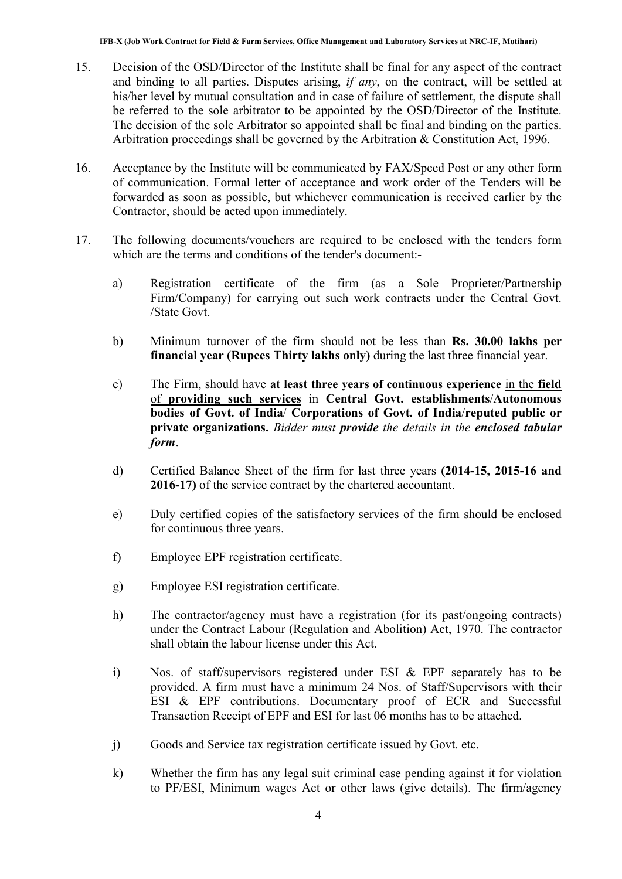15. Decision of the OSD/Director of the Institute shall be final for any aspect of the contract and binding to all parties. Disputes arising, *if any*, on the contract, will be settled at his/her level by mutual consultation and in case of failure of settlement, the dispute shall be referred to the sole arbitrator to be appointed by the OSD/Director of the Institute. The decision of the sole Arbitrator so appointed shall be final and binding on the parties. Arbitration proceedings shall be governed by the Arbitration & Constitution Act, 1996.

16. Acceptance by the Institute will be communicated by FAX/Speed Post or any other form of communication. Formal letter of acceptance and work order of the Tenders will be forwarded as soon as possible, but whichever communication is received earlier by the Contractor, should be acted upon immediately.

17. The following documents/vouchers are required to be enclosed with the tenders form which are the terms and conditions of the tender's document:-

    a) Registration certificate of the firm (as a Sole Proprieter/Partnership Firm/Company) for carrying out such work contracts under the Central Govt. /State Govt.

    b) Minimum turnover of the firm should not be less than **Rs. 30.00 lakhs per financial year (Rupees Thirty lakhs only)** during the last three financial year.

    c) The Firm, should have **at least three years of continuous experience** in the **field** of **providing such services** in **Central Govt. establishments**/**Autonomous bodies of Govt. of India**/ **Corporations of Govt. of India**/**reputed public or private organizations.** *Bidder must **provide** the details in the **enclosed tabular form**.*

    d) Certified Balance Sheet of the firm for last three years **(2014-15, 2015-16 and 2016-17)** of the service contract by the chartered accountant.

    e) Duly certified copies of the satisfactory services of the firm should be enclosed for continuous three years.

    f) Employee EPF registration certificate.

    g) Employee ESI registration certificate.

    h) The contractor/agency must have a registration (for its past/ongoing contracts) under the Contract Labour (Regulation and Abolition) Act, 1970. The contractor shall obtain the labour license under this Act.

    i) Nos. of staff/supervisors registered under ESI & EPF separately has to be provided. A firm must have a minimum 24 Nos. of Staff/Supervisors with their ESI & EPF contributions. Documentary proof of ECR and Successful Transaction Receipt of EPF and ESI for last 06 months has to be attached.

    j) Goods and Service tax registration certificate issued by Govt. etc.

    k) Whether the firm has any legal suit criminal case pending against it for violation to PF/ESI, Minimum wages Act or other laws (give details). The firm/agency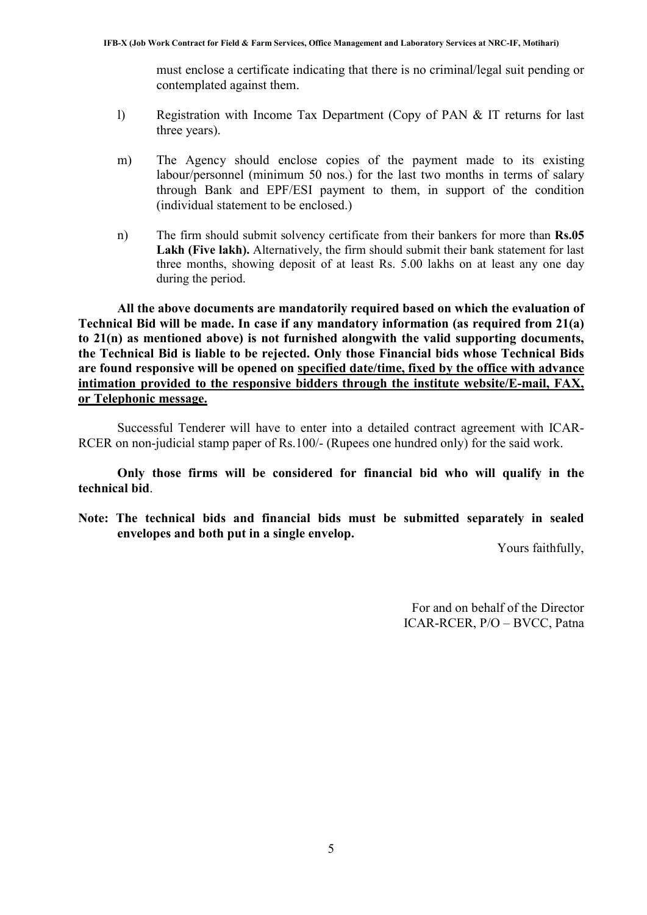must enclose a certificate indicating that there is no criminal/legal suit pending or contemplated against them.

l) Registration with Income Tax Department (Copy of PAN & IT returns for last three years).

m) The Agency should enclose copies of the payment made to its existing labour/personnel (minimum 50 nos.) for the last two months in terms of salary through Bank and EPF/ESI payment to them, in support of the condition (individual statement to be enclosed.)

n) The firm should submit solvency certificate from their bankers for more than **Rs.05 Lakh (Five lakh).** Alternatively, the firm should submit their bank statement for last three months, showing deposit of at least Rs. 5.00 lakhs on at least any one day during the period.

**All the above documents are mandatorily required based on which the evaluation of Technical Bid will be made. In case if any mandatory information (as required from 21(a) to 21(n) as mentioned above) is not furnished alongwith the valid supporting documents, the Technical Bid is liable to be rejected. Only those Financial bids whose Technical Bids are found responsive will be opened on <u>specified date/time, fixed by the office with advance intimation provided to the responsive bidders through the institute website/E-mail, FAX, or Telephonic message.</u>**

Successful Tenderer will have to enter into a detailed contract agreement with ICAR-RCER on non-judicial stamp paper of Rs.100/- (Rupees one hundred only) for the said work.

**Only those firms will be considered for financial bid who will qualify in the technical bid**.

**Note: The technical bids and financial bids must be submitted separately in sealed envelopes and both put in a single envelop.**

Yours faithfully,

For and on behalf of the Director
ICAR-RCER, P/O – BVCC, Patna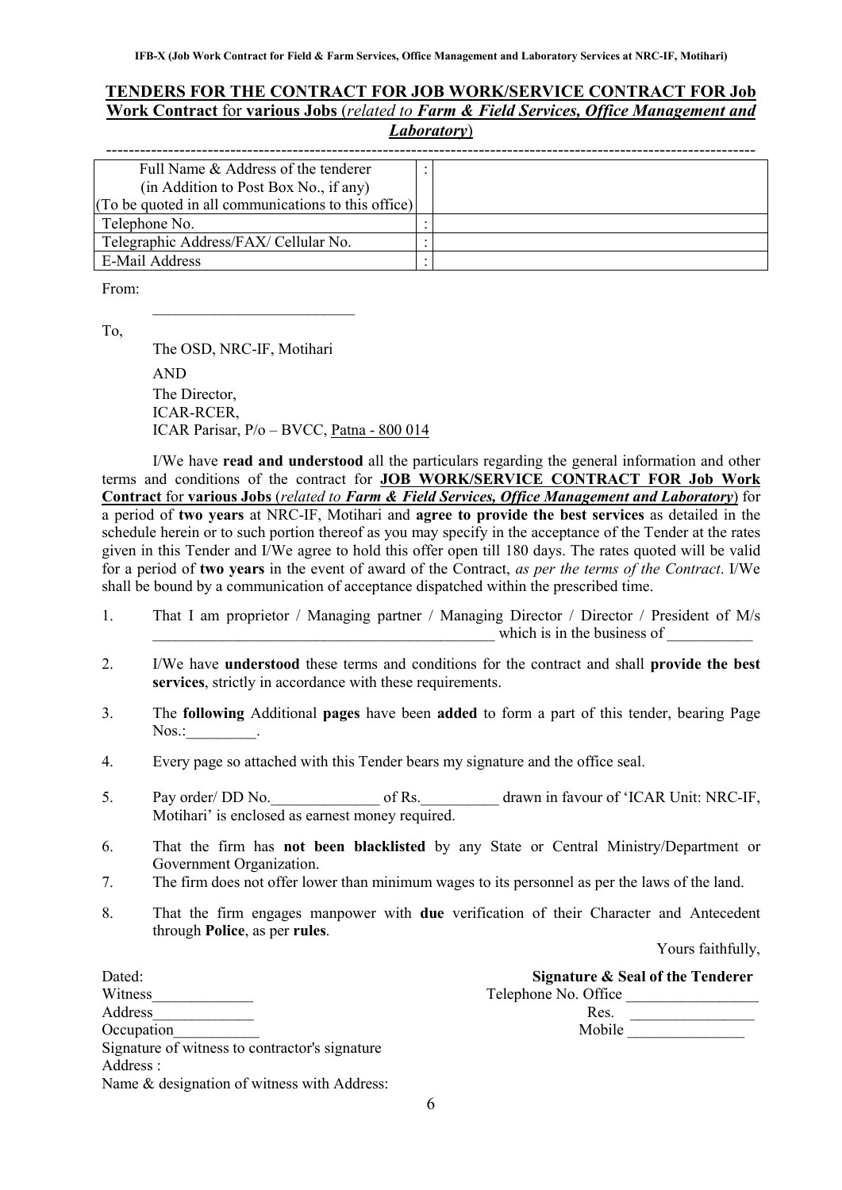## TENDERS FOR THE CONTRACT FOR JOB WORK/SERVICE CONTRACT FOR Job Work Contract for various Jobs (*related to **Farm & Field Services, Office Management and Laboratory***)

---

| Full Name & Address of the tenderer (in Addition to Post Box No., if any) (To be quoted in all communications to this office) | : | |
|---|---|---|
| Telephone No. | : | |
| Telegraphic Address/FAX/ Cellular No. | : | |
| E-Mail Address | : | |

From:

___________________________

To,

The OSD, NRC-IF, Motihari

AND

The Director,
ICAR-RCER,
ICAR Parisar, P/o – BVCC, Patna - 800 014

I/We have **read and understood** all the particulars regarding the general information and other terms and conditions of the contract for **JOB WORK/SERVICE CONTRACT FOR Job Work Contract** for **various Jobs** (*related to **Farm & Field Services, Office Management and Laboratory***) for a period of **two years** at NRC-IF, Motihari and **agree to provide the best services** as detailed in the schedule herein or to such portion thereof as you may specify in the acceptance of the Tender at the rates given in this Tender and I/We agree to hold this offer open till 180 days. The rates quoted will be valid for a period of **two years** in the event of award of the Contract, *as per the terms of the Contract*. I/We shall be bound by a communication of acceptance dispatched within the prescribed time.

1. That I am proprietor / Managing partner / Managing Director / Director / President of M/s _____________________________________________ which is in the business of ___________
2. I/We have **understood** these terms and conditions for the contract and shall **provide the best services**, strictly in accordance with these requirements.
3. The **following** Additional **pages** have been **added** to form a part of this tender, bearing Page Nos.:_________.
4. Every page so attached with this Tender bears my signature and the office seal.
5. Pay order/ DD No.______________ of Rs.__________ drawn in favour of 'ICAR Unit: NRC-IF, Motihari' is enclosed as earnest money required.
6. That the firm has **not been blacklisted** by any State or Central Ministry/Department or Government Organization.
7. The firm does not offer lower than minimum wages to its personnel as per the laws of the land.
8. That the firm engages manpower with **due** verification of their Character and Antecedent through **Police**, as per **rules**.

Yours faithfully,

Dated:

**Signature & Seal of the Tenderer**

Telephone No. Office ________________
Res. ________________
Mobile _______________

Witness_____________
Address_____________
Occupation___________
Signature of witness to contractor's signature
Address :
Name & designation of witness with Address: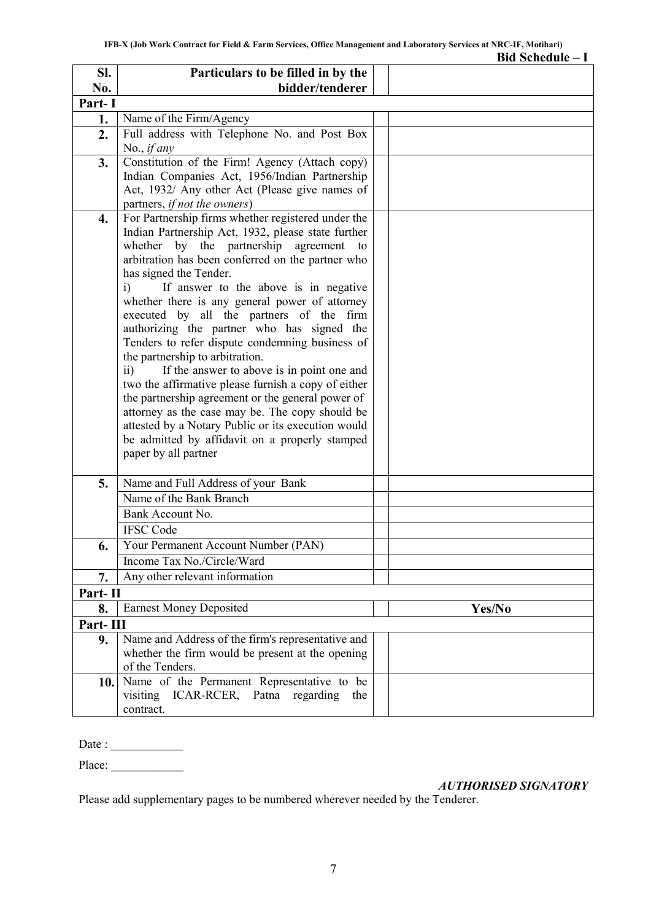**IFB-X (Job Work Contract for Field & Farm Services, Office Management and Laboratory Services at NRC-IF, Motihari)**

**Bid Schedule – I**

| Sl. No. | Particulars to be filled in by the bidder/tenderer | | |
|---|---|---|---|
| **Part- I** | | | |
| **1.** | Name of the Firm/Agency | | |
| **2.** | Full address with Telephone No. and Post Box No., *if any* | | |
| **3.** | Constitution of the Firm! Agency (Attach copy) Indian Companies Act, 1956/Indian Partnership Act, 1932/ Any other Act (Please give names of partners, *if not the owners*) | | |
| **4.** | For Partnership firms whether registered under the Indian Partnership Act, 1932, please state further whether by the partnership agreement to arbitration has been conferred on the partner who has signed the Tender.<br>i) If answer to the above is in negative whether there is any general power of attorney executed by all the partners of the firm authorizing the partner who has signed the Tenders to refer dispute condemning business of the partnership to arbitration.<br>ii) If the answer to above is in point one and two the affirmative please furnish a copy of either the partnership agreement or the general power of attorney as the case may be. The copy should be attested by a Notary Public or its execution would be admitted by affidavit on a properly stamped paper by all partner | | |
| **5.** | Name and Full Address of your Bank | | |
| | Name of the Bank Branch | | |
| | Bank Account No. | | |
| | IFSC Code | | |
| **6.** | Your Permanent Account Number (PAN) | | |
| | Income Tax No./Circle/Ward | | |
| **7.** | Any other relevant information | | |
| **Part- II** | | | |
| **8.** | Earnest Money Deposited | | **Yes/No** |
| **Part- III** | | | |
| **9.** | Name and Address of the firm's representative and whether the firm would be present at the opening of the Tenders. | | |
| **10.** | Name of the Permanent Representative to be visiting ICAR-RCER, Patna regarding the contract. | | |

Date : ____________

Place: ____________

***AUTHORISED SIGNATORY***

Please add supplementary pages to be numbered wherever needed by the Tenderer.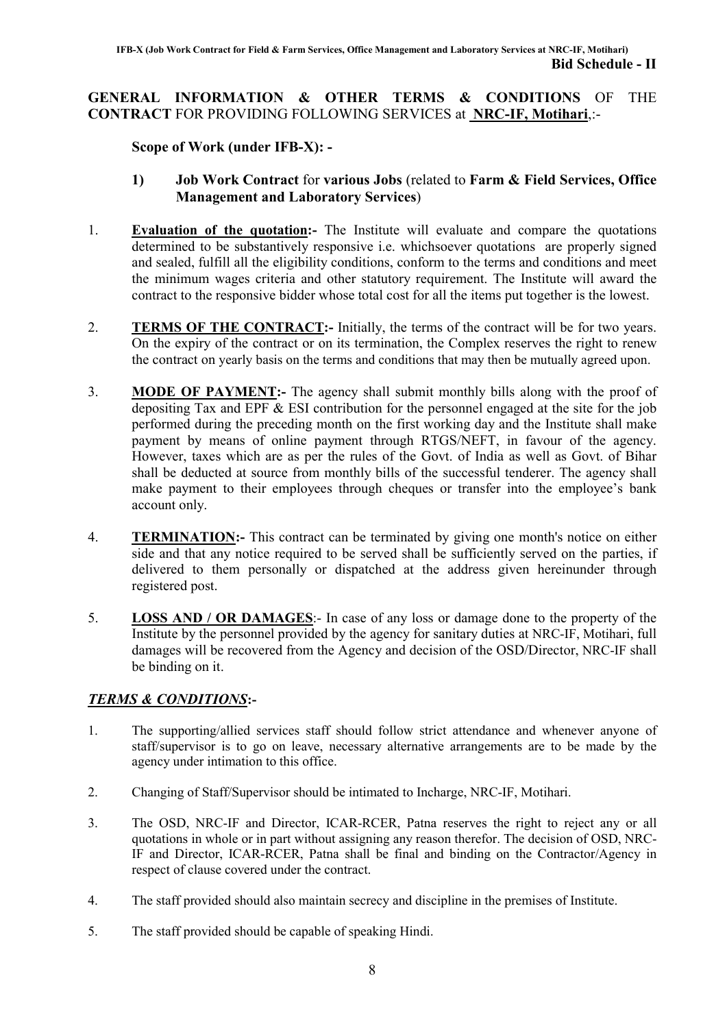**Bid Schedule - II**

**GENERAL INFORMATION & OTHER TERMS & CONDITIONS** OF THE **CONTRACT** FOR PROVIDING FOLLOWING SERVICES at **NRC-IF, Motihari**,:-

**Scope of Work (under IFB-X): -**

1) **Job Work Contract** for **various Jobs** (related to **Farm & Field Services, Office Management and Laboratory Services**)

1. **Evaluation of the quotation:-** The Institute will evaluate and compare the quotations determined to be substantively responsive i.e. whichsoever quotations are properly signed and sealed, fulfill all the eligibility conditions, conform to the terms and conditions and meet the minimum wages criteria and other statutory requirement. The Institute will award the contract to the responsive bidder whose total cost for all the items put together is the lowest.

2. **TERMS OF THE CONTRACT:-** Initially, the terms of the contract will be for two years. On the expiry of the contract or on its termination, the Complex reserves the right to renew the contract on yearly basis on the terms and conditions that may then be mutually agreed upon.

3. **MODE OF PAYMENT:-** The agency shall submit monthly bills along with the proof of depositing Tax and EPF & ESI contribution for the personnel engaged at the site for the job performed during the preceding month on the first working day and the Institute shall make payment by means of online payment through RTGS/NEFT, in favour of the agency. However, taxes which are as per the rules of the Govt. of India as well as Govt. of Bihar shall be deducted at source from monthly bills of the successful tenderer. The agency shall make payment to their employees through cheques or transfer into the employee's bank account only.

4. **TERMINATION:-** This contract can be terminated by giving one month's notice on either side and that any notice required to be served shall be sufficiently served on the parties, if delivered to them personally or dispatched at the address given hereinunder through registered post.

5. **LOSS AND / OR DAMAGES**:- In case of any loss or damage done to the property of the Institute by the personnel provided by the agency for sanitary duties at NRC-IF, Motihari, full damages will be recovered from the Agency and decision of the OSD/Director, NRC-IF shall be binding on it.

***TERMS & CONDITIONS*:-**

1. The supporting/allied services staff should follow strict attendance and whenever anyone of staff/supervisor is to go on leave, necessary alternative arrangements are to be made by the agency under intimation to this office.

2. Changing of Staff/Supervisor should be intimated to Incharge, NRC-IF, Motihari.

3. The OSD, NRC-IF and Director, ICAR-RCER, Patna reserves the right to reject any or all quotations in whole or in part without assigning any reason therefor. The decision of OSD, NRC-IF and Director, ICAR-RCER, Patna shall be final and binding on the Contractor/Agency in respect of clause covered under the contract.

4. The staff provided should also maintain secrecy and discipline in the premises of Institute.

5. The staff provided should be capable of speaking Hindi.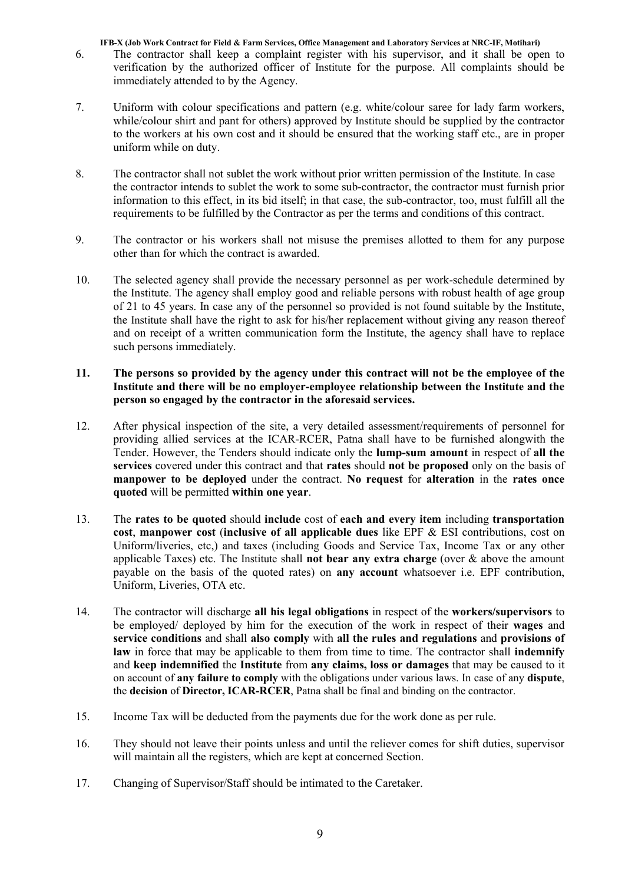6. The contractor shall keep a complaint register with his supervisor, and it shall be open to verification by the authorized officer of Institute for the purpose. All complaints should be immediately attended to by the Agency.

7. Uniform with colour specifications and pattern (e.g. white/colour saree for lady farm workers, while/colour shirt and pant for others) approved by Institute should be supplied by the contractor to the workers at his own cost and it should be ensured that the working staff etc., are in proper uniform while on duty.

8. The contractor shall not sublet the work without prior written permission of the Institute. In case the contractor intends to sublet the work to some sub-contractor, the contractor must furnish prior information to this effect, in its bid itself; in that case, the sub-contractor, too, must fulfill all the requirements to be fulfilled by the Contractor as per the terms and conditions of this contract.

9. The contractor or his workers shall not misuse the premises allotted to them for any purpose other than for which the contract is awarded.

10. The selected agency shall provide the necessary personnel as per work-schedule determined by the Institute. The agency shall employ good and reliable persons with robust health of age group of 21 to 45 years. In case any of the personnel so provided is not found suitable by the Institute, the Institute shall have the right to ask for his/her replacement without giving any reason thereof and on receipt of a written communication form the Institute, the agency shall have to replace such persons immediately.

**11. The persons so provided by the agency under this contract will not be the employee of the Institute and there will be no employer-employee relationship between the Institute and the person so engaged by the contractor in the aforesaid services.**

12. After physical inspection of the site, a very detailed assessment/requirements of personnel for providing allied services at the ICAR-RCER, Patna shall have to be furnished alongwith the Tender. However, the Tenders should indicate only the **lump-sum amount** in respect of **all the services** covered under this contract and that **rates** should **not be proposed** only on the basis of **manpower to be deployed** under the contract. **No request** for **alteration** in the **rates once quoted** will be permitted **within one year**.

13. The **rates to be quoted** should **include** cost of **each and every item** including **transportation cost**, **manpower cost** (**inclusive of all applicable dues** like EPF & ESI contributions, cost on Uniform/liveries, etc,) and taxes (including Goods and Service Tax, Income Tax or any other applicable Taxes) etc. The Institute shall **not bear any extra charge** (over & above the amount payable on the basis of the quoted rates) on **any account** whatsoever i.e. EPF contribution, Uniform, Liveries, OTA etc.

14. The contractor will discharge **all his legal obligations** in respect of the **workers/supervisors** to be employed/ deployed by him for the execution of the work in respect of their **wages** and **service conditions** and shall **also comply** with **all the rules and regulations** and **provisions of law** in force that may be applicable to them from time to time. The contractor shall **indemnify** and **keep indemnified** the **Institute** from **any claims, loss or damages** that may be caused to it on account of **any failure to comply** with the obligations under various laws. In case of any **dispute**, the **decision** of **Director, ICAR-RCER**, Patna shall be final and binding on the contractor.

15. Income Tax will be deducted from the payments due for the work done as per rule.

16. They should not leave their points unless and until the reliever comes for shift duties, supervisor will maintain all the registers, which are kept at concerned Section.

17. Changing of Supervisor/Staff should be intimated to the Caretaker.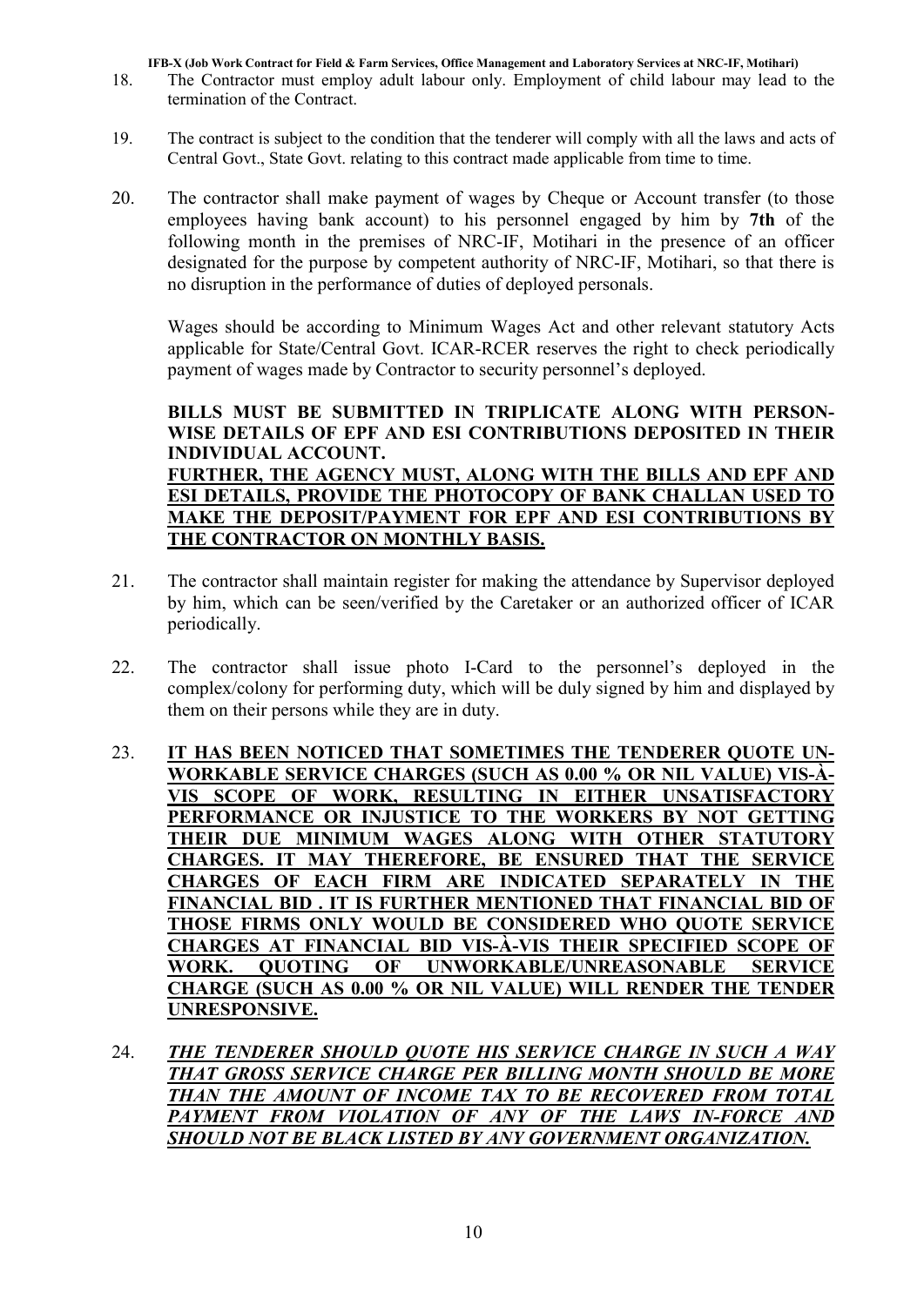18. The Contractor must employ adult labour only. Employment of child labour may lead to the termination of the Contract.

19. The contract is subject to the condition that the tenderer will comply with all the laws and acts of Central Govt., State Govt. relating to this contract made applicable from time to time.

20. The contractor shall make payment of wages by Cheque or Account transfer (to those employees having bank account) to his personnel engaged by him by **7th** of the following month in the premises of NRC-IF, Motihari in the presence of an officer designated for the purpose by competent authority of NRC-IF, Motihari, so that there is no disruption in the performance of duties of deployed personals.

    Wages should be according to Minimum Wages Act and other relevant statutory Acts applicable for State/Central Govt. ICAR-RCER reserves the right to check periodically payment of wages made by Contractor to security personnel's deployed.

    **BILLS MUST BE SUBMITTED IN TRIPLICATE ALONG WITH PERSON-WISE DETAILS OF EPF AND ESI CONTRIBUTIONS DEPOSITED IN THEIR INDIVIDUAL ACCOUNT.**
    <u>**FURTHER, THE AGENCY MUST, ALONG WITH THE BILLS AND EPF AND ESI DETAILS, PROVIDE THE PHOTOCOPY OF BANK CHALLAN USED TO MAKE THE DEPOSIT/PAYMENT FOR EPF AND ESI CONTRIBUTIONS BY THE CONTRACTOR ON MONTHLY BASIS.**</u>

21. The contractor shall maintain register for making the attendance by Supervisor deployed by him, which can be seen/verified by the Caretaker or an authorized officer of ICAR periodically.

22. The contractor shall issue photo I-Card to the personnel's deployed in the complex/colony for performing duty, which will be duly signed by him and displayed by them on their persons while they are in duty.

23. <u>**IT HAS BEEN NOTICED THAT SOMETIMES THE TENDERER QUOTE UN-WORKABLE SERVICE CHARGES (SUCH AS 0.00 % OR NIL VALUE) VIS-À-VIS SCOPE OF WORK, RESULTING IN EITHER UNSATISFACTORY PERFORMANCE OR INJUSTICE TO THE WORKERS BY NOT GETTING THEIR DUE MINIMUM WAGES ALONG WITH OTHER STATUTORY CHARGES. IT MAY THEREFORE, BE ENSURED THAT THE SERVICE CHARGES OF EACH FIRM ARE INDICATED SEPARATELY IN THE FINANCIAL BID . IT IS FURTHER MENTIONED THAT FINANCIAL BID OF THOSE FIRMS ONLY WOULD BE CONSIDERED WHO QUOTE SERVICE CHARGES AT FINANCIAL BID VIS-À-VIS THEIR SPECIFIED SCOPE OF WORK. QUOTING OF UNWORKABLE/UNREASONABLE SERVICE CHARGE (SUCH AS 0.00 % OR NIL VALUE) WILL RENDER THE TENDER UNRESPONSIVE.**</u>

24. <u>***THE TENDERER SHOULD QUOTE HIS SERVICE CHARGE IN SUCH A WAY THAT GROSS SERVICE CHARGE PER BILLING MONTH SHOULD BE MORE THAN THE AMOUNT OF INCOME TAX TO BE RECOVERED FROM TOTAL PAYMENT FROM VIOLATION OF ANY OF THE LAWS IN-FORCE AND SHOULD NOT BE BLACK LISTED BY ANY GOVERNMENT ORGANIZATION.***</u>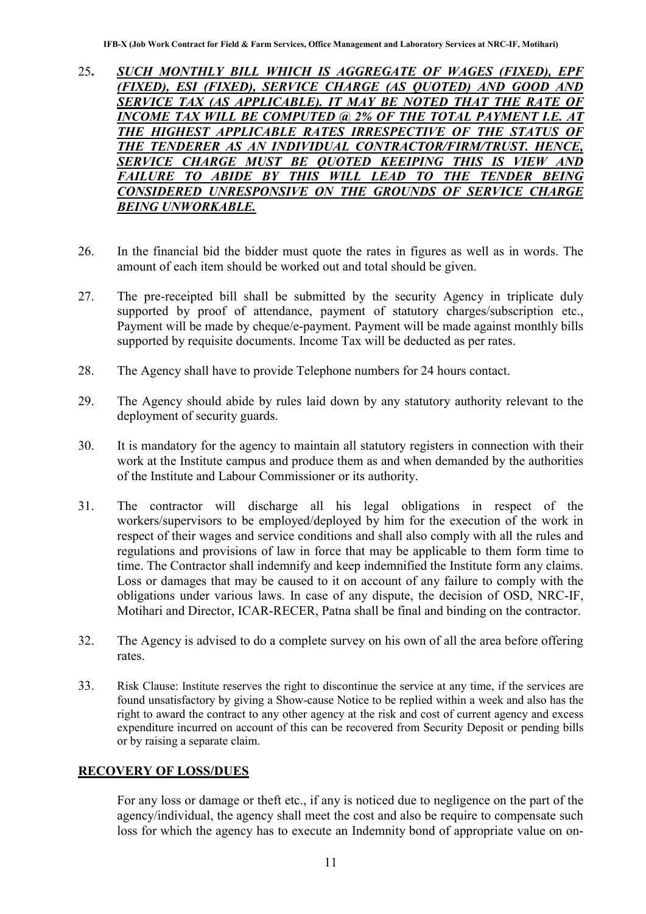25. ***SUCH MONTHLY BILL WHICH IS AGGREGATE OF WAGES (FIXED), EPF (FIXED), ESI (FIXED), SERVICE CHARGE (AS QUOTED) AND GOOD AND SERVICE TAX (AS APPLICABLE). IT MAY BE NOTED THAT THE RATE OF INCOME TAX WILL BE COMPUTED @ 2% OF THE TOTAL PAYMENT I.E. AT THE HIGHEST APPLICABLE RATES IRRESPECTIVE OF THE STATUS OF THE TENDERER AS AN INDIVIDUAL CONTRACTOR/FIRM/TRUST. HENCE, SERVICE CHARGE MUST BE QUOTED KEEIPING THIS IS VIEW AND FAILURE TO ABIDE BY THIS WILL LEAD TO THE TENDER BEING CONSIDERED UNRESPONSIVE ON THE GROUNDS OF SERVICE CHARGE BEING UNWORKABLE.***

26. In the financial bid the bidder must quote the rates in figures as well as in words. The amount of each item should be worked out and total should be given.

27. The pre-receipted bill shall be submitted by the security Agency in triplicate duly supported by proof of attendance, payment of statutory charges/subscription etc., Payment will be made by cheque/e-payment. Payment will be made against monthly bills supported by requisite documents. Income Tax will be deducted as per rates.

28. The Agency shall have to provide Telephone numbers for 24 hours contact.

29. The Agency should abide by rules laid down by any statutory authority relevant to the deployment of security guards.

30. It is mandatory for the agency to maintain all statutory registers in connection with their work at the Institute campus and produce them as and when demanded by the authorities of the Institute and Labour Commissioner or its authority.

31. The contractor will discharge all his legal obligations in respect of the workers/supervisors to be employed/deployed by him for the execution of the work in respect of their wages and service conditions and shall also comply with all the rules and regulations and provisions of law in force that may be applicable to them form time to time. The Contractor shall indemnify and keep indemnified the Institute form any claims. Loss or damages that may be caused to it on account of any failure to comply with the obligations under various laws. In case of any dispute, the decision of OSD, NRC-IF, Motihari and Director, ICAR-RECER, Patna shall be final and binding on the contractor.

32. The Agency is advised to do a complete survey on his own of all the area before offering rates.

33. Risk Clause: Institute reserves the right to discontinue the service at any time, if the services are found unsatisfactory by giving a Show-cause Notice to be replied within a week and also has the right to award the contract to any other agency at the risk and cost of current agency and excess expenditure incurred on account of this can be recovered from Security Deposit or pending bills or by raising a separate claim.

## RECOVERY OF LOSS/DUES

For any loss or damage or theft etc., if any is noticed due to negligence on the part of the agency/individual, the agency shall meet the cost and also be require to compensate such loss for which the agency has to execute an Indemnity bond of appropriate value on on-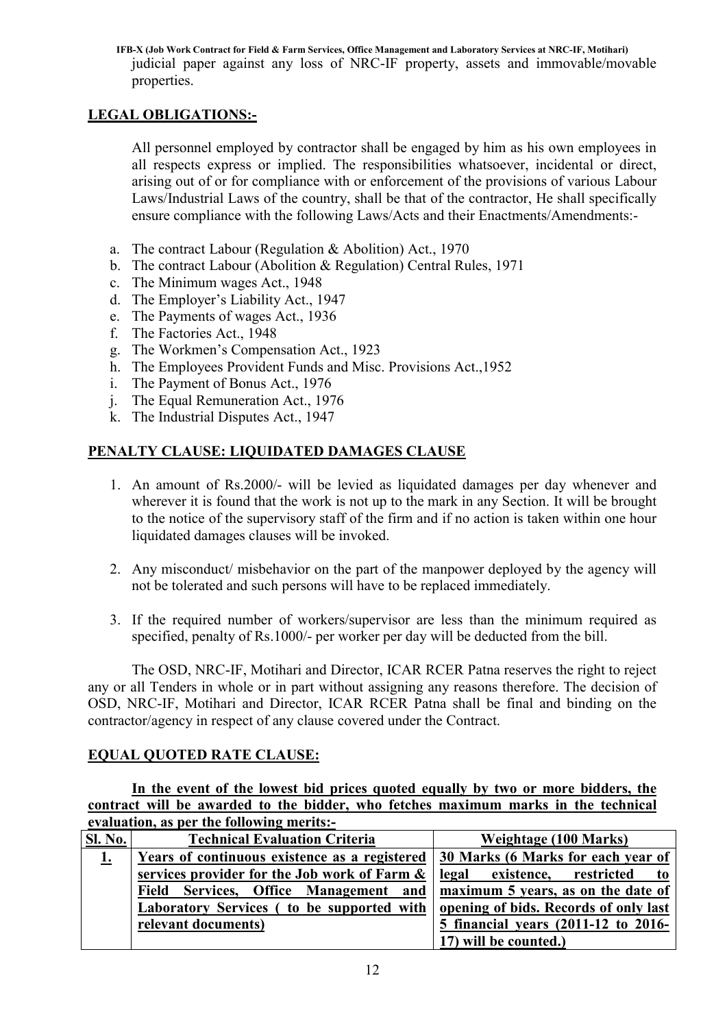judicial paper against any loss of NRC-IF property, assets and immovable/movable properties.

## LEGAL OBLIGATIONS:-

All personnel employed by contractor shall be engaged by him as his own employees in all respects express or implied. The responsibilities whatsoever, incidental or direct, arising out of or for compliance with or enforcement of the provisions of various Labour Laws/Industrial Laws of the country, shall be that of the contractor, He shall specifically ensure compliance with the following Laws/Acts and their Enactments/Amendments:-

a. The contract Labour (Regulation & Abolition) Act., 1970
b. The contract Labour (Abolition & Regulation) Central Rules, 1971
c. The Minimum wages Act., 1948
d. The Employer's Liability Act., 1947
e. The Payments of wages Act., 1936
f. The Factories Act., 1948
g. The Workmen's Compensation Act., 1923
h. The Employees Provident Funds and Misc. Provisions Act.,1952
i. The Payment of Bonus Act., 1976
j. The Equal Remuneration Act., 1976
k. The Industrial Disputes Act., 1947

## PENALTY CLAUSE: LIQUIDATED DAMAGES CLAUSE

1. An amount of Rs.2000/- will be levied as liquidated damages per day whenever and wherever it is found that the work is not up to the mark in any Section. It will be brought to the notice of the supervisory staff of the firm and if no action is taken within one hour liquidated damages clauses will be invoked.

2. Any misconduct/ misbehavior on the part of the manpower deployed by the agency will not be tolerated and such persons will have to be replaced immediately.

3. If the required number of workers/supervisor are less than the minimum required as specified, penalty of Rs.1000/- per worker per day will be deducted from the bill.

The OSD, NRC-IF, Motihari and Director, ICAR RCER Patna reserves the right to reject any or all Tenders in whole or in part without assigning any reasons therefore. The decision of OSD, NRC-IF, Motihari and Director, ICAR RCER Patna shall be final and binding on the contractor/agency in respect of any clause covered under the Contract.

## EQUAL QUOTED RATE CLAUSE:

**In the event of the lowest bid prices quoted equally by two or more bidders, the contract will be awarded to the bidder, who fetches maximum marks in the technical evaluation, as per the following merits:-**

| Sl. No. | Technical Evaluation Criteria | Weightage (100 Marks) |
|---|---|---|
| **1.** | **Years of continuous existence as a registered services provider for the Job work of Farm & Field Services, Office Management and Laboratory Services ( to be supported with relevant documents)** | **30 Marks (6 Marks for each year of legal existence, restricted to maximum 5 years, as on the date of opening of bids. Records of only last 5 financial years (2011-12 to 2016-17) will be counted.)** |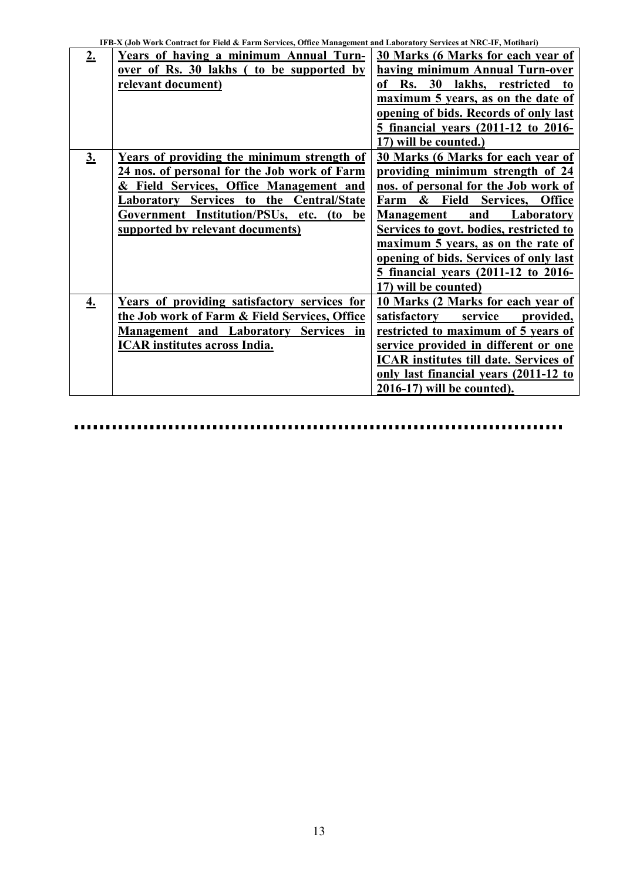| **2.** | **Years of having a minimum Annual Turn-over of Rs. 30 lakhs ( to be supported by relevant document)** | **30 Marks (6 Marks for each year of having minimum Annual Turn-over of Rs. 30 lakhs, restricted to maximum 5 years, as on the date of opening of bids. Records of only last 5 financial years (2011-12 to 2016-17) will be counted.)** |
|---|---|---|
| **3.** | **Years of providing the minimum strength of 24 nos. of personal for the Job work of Farm & Field Services, Office Management and Laboratory Services to the Central/State Government Institution/PSUs, etc. (to be supported by relevant documents)** | **30 Marks (6 Marks for each year of providing minimum strength of 24 nos. of personal for the Job work of Farm & Field Services, Office Management and Laboratory Services to govt. bodies, restricted to maximum 5 years, as on the rate of opening of bids. Services of only last 5 financial years (2011-12 to 2016-17) will be counted)** |
| **4.** | **Years of providing satisfactory services for the Job work of Farm & Field Services, Office Management and Laboratory Services in ICAR institutes across India.** | **10 Marks (2 Marks for each year of satisfactory service provided, restricted to maximum of 5 years of service provided in different or one ICAR institutes till date. Services of only last financial years (2011-12 to 2016-17) will be counted).** |

……………………………………………………………………………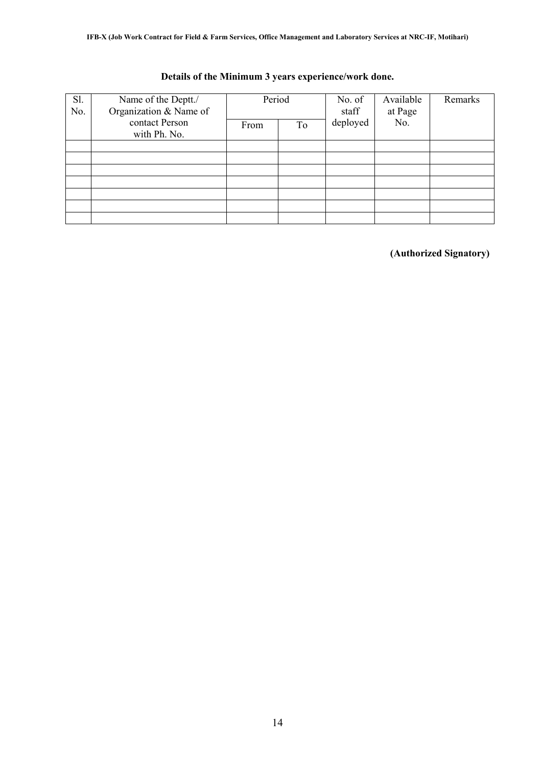**Details of the Minimum 3 years experience/work done.**

| Sl. No. | Name of the Deptt./ Organization & Name of contact Person with Ph. No. | Period | | No. of staff deployed | Available at Page No. | Remarks |
|---|---|---|---|---|---|---|
| | | From | To | | | |
| | | | | | | |
| | | | | | | |
| | | | | | | |
| | | | | | | |
| | | | | | | |
| | | | | | | |
| | | | | | | |

**(Authorized Signatory)**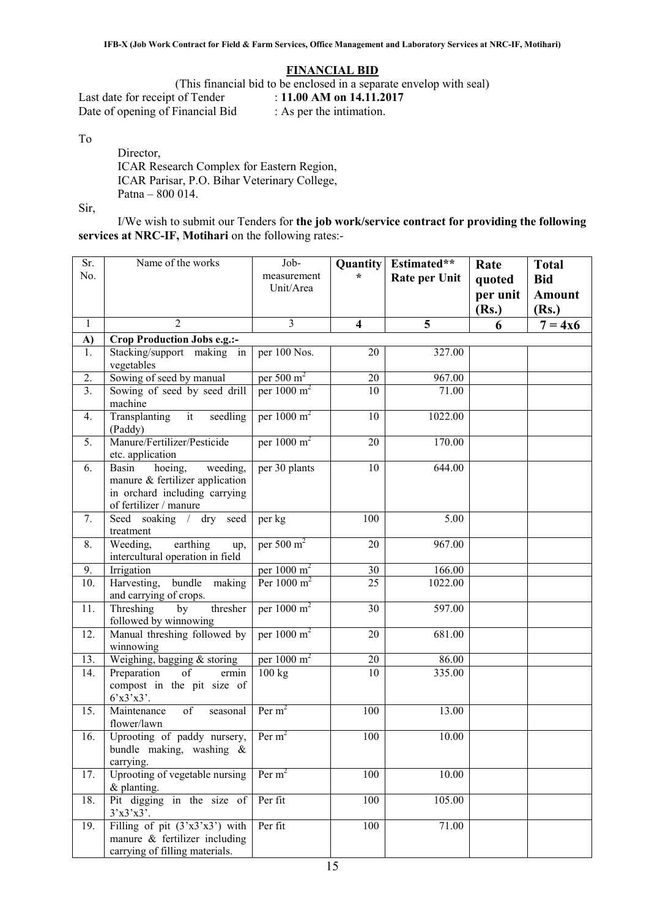## FINANCIAL BID

(This financial bid to be enclosed in a separate envelop with seal)

Last date for receipt of Tender : **11.00 AM on 14.11.2017**
Date of opening of Financial Bid : As per the intimation.

To

Director,
ICAR Research Complex for Eastern Region,
ICAR Parisar, P.O. Bihar Veterinary College,
Patna – 800 014.

Sir,

I/We wish to submit our Tenders for **the job work/service contract for providing the following services at NRC-IF, Motihari** on the following rates:-

| Sr. No. | Name of the works | Job-measurement Unit/Area | **Quantity \*** | **Estimated\*\* Rate per Unit** | **Rate quoted per unit (Rs.)** | **Total Bid Amount (Rs.)** |
|---|---|---|---|---|---|---|
| 1 | 2 | 3 | **4** | **5** | **6** | **7 = 4x6** |
| **A)** | **Crop Production Jobs e.g.:-** | | | | | |
| 1. | Stacking/support making in vegetables | per 100 Nos. | 20 | 327.00 | | |
| 2. | Sowing of seed by manual | per 500 $m^2$ | 20 | 967.00 | | |
| 3. | Sowing of seed by seed drill machine | per 1000 $m^2$ | 10 | 71.00 | | |
| 4. | Transplanting it seedling (Paddy) | per 1000 $m^2$ | 10 | 1022.00 | | |
| 5. | Manure/Fertilizer/Pesticide etc. application | per 1000 $m^2$ | 20 | 170.00 | | |
| 6. | Basin hoeing, weeding, manure & fertilizer application in orchard including carrying of fertilizer / manure | per 30 plants | 10 | 644.00 | | |
| 7. | Seed soaking / dry seed treatment | per kg | 100 | 5.00 | | |
| 8. | Weeding, earthing up, intercultural operation in field | per 500 $m^2$ | 20 | 967.00 | | |
| 9. | Irrigation | per 1000 $m^2$ | 30 | 166.00 | | |
| 10. | Harvesting, bundle making and carrying of crops. | Per 1000 $m^2$ | 25 | 1022.00 | | |
| 11. | Threshing by thresher followed by winnowing | per 1000 $m^2$ | 30 | 597.00 | | |
| 12. | Manual threshing followed by winnowing | per 1000 $m^2$ | 20 | 681.00 | | |
| 13. | Weighing, bagging & storing | per 1000 $m^2$ | 20 | 86.00 | | |
| 14. | Preparation of ermin compost in the pit size of 6'x3'x3'. | 100 kg | 10 | 335.00 | | |
| 15. | Maintenance of seasonal flower/lawn | Per $m^2$ | 100 | 13.00 | | |
| 16. | Uprooting of paddy nursery, bundle making, washing & carrying. | Per $m^2$ | 100 | 10.00 | | |
| 17. | Uprooting of vegetable nursing & planting. | Per $m^2$ | 100 | 10.00 | | |
| 18. | Pit digging in the size of 3'x3'x3'. | Per fit | 100 | 105.00 | | |
| 19. | Filling of pit (3'x3'x3') with manure & fertilizer including carrying of filling materials. | Per fit | 100 | 71.00 | | |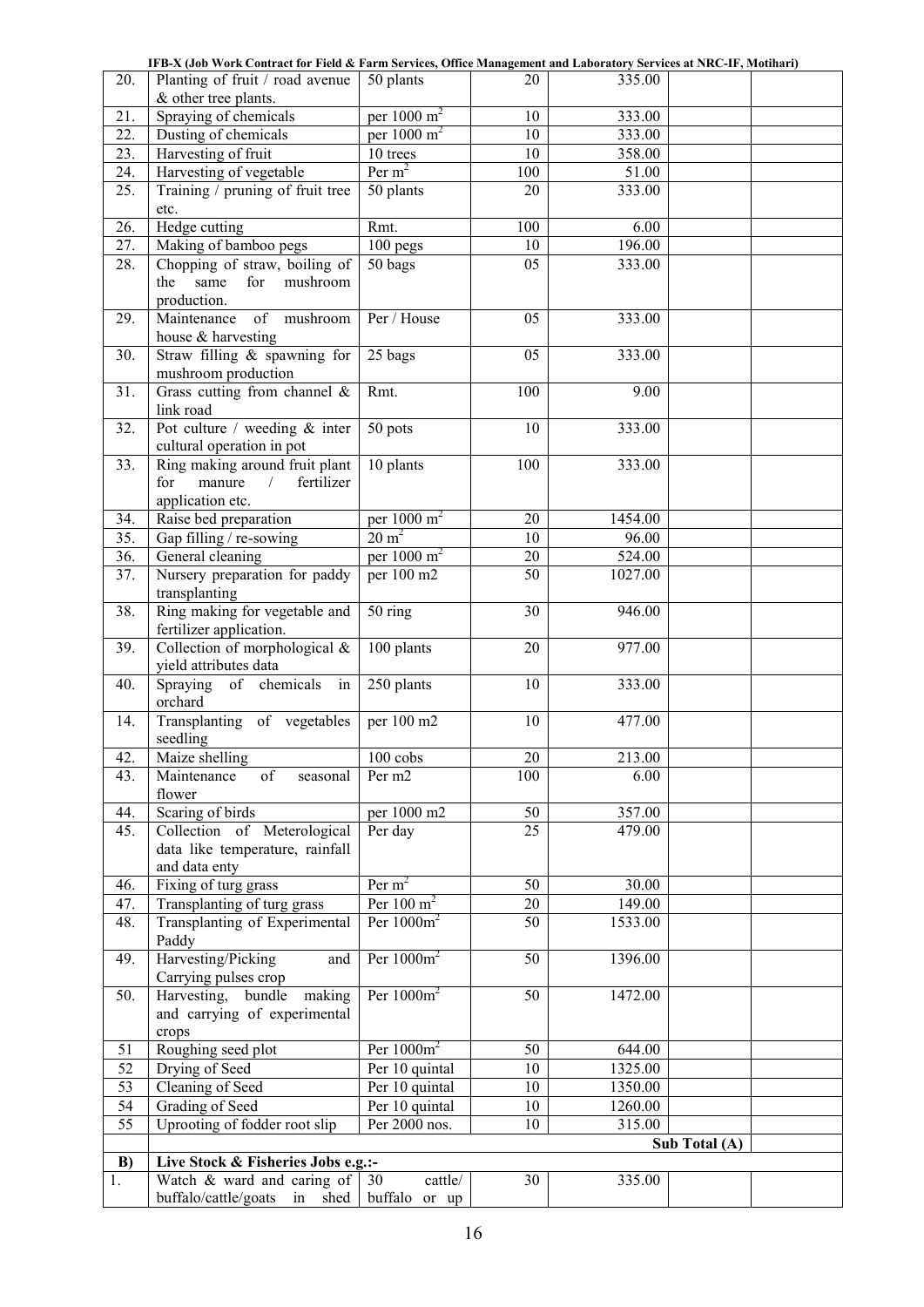| 20. | Planting of fruit / road avenue & other tree plants. | 50 plants | 20 | 335.00 | | |
|---|---|---|---|---|---|---|
| 21. | Spraying of chemicals | per 1000 $m^2$ | 10 | 333.00 | | |
| 22. | Dusting of chemicals | per 1000 $m^2$ | 10 | 333.00 | | |
| 23. | Harvesting of fruit | 10 trees | 10 | 358.00 | | |
| 24. | Harvesting of vegetable | Per $m^2$ | 100 | 51.00 | | |
| 25. | Training / pruning of fruit tree etc. | 50 plants | 20 | 333.00 | | |
| 26. | Hedge cutting | Rmt. | 100 | 6.00 | | |
| 27. | Making of bamboo pegs | 100 pegs | 10 | 196.00 | | |
| 28. | Chopping of straw, boiling of the same for mushroom production. | 50 bags | 05 | 333.00 | | |
| 29. | Maintenance of mushroom house & harvesting | Per / House | 05 | 333.00 | | |
| 30. | Straw filling & spawning for mushroom production | 25 bags | 05 | 333.00 | | |
| 31. | Grass cutting from channel & link road | Rmt. | 100 | 9.00 | | |
| 32. | Pot culture / weeding & inter cultural operation in pot | 50 pots | 10 | 333.00 | | |
| 33. | Ring making around fruit plant for manure / fertilizer application etc. | 10 plants | 100 | 333.00 | | |
| 34. | Raise bed preparation | per 1000 $m^2$ | 20 | 1454.00 | | |
| 35. | Gap filling / re-sowing | 20 $m^2$ | 10 | 96.00 | | |
| 36. | General cleaning | per 1000 $m^2$ | 20 | 524.00 | | |
| 37. | Nursery preparation for paddy transplanting | per 100 m2 | 50 | 1027.00 | | |
| 38. | Ring making for vegetable and fertilizer application. | 50 ring | 30 | 946.00 | | |
| 39. | Collection of morphological & yield attributes data | 100 plants | 20 | 977.00 | | |
| 40. | Spraying of chemicals in orchard | 250 plants | 10 | 333.00 | | |
| 14. | Transplanting of vegetables seedling | per 100 m2 | 10 | 477.00 | | |
| 42. | Maize shelling | 100 cobs | 20 | 213.00 | | |
| 43. | Maintenance of seasonal flower | Per m2 | 100 | 6.00 | | |
| 44. | Scaring of birds | per 1000 m2 | 50 | 357.00 | | |
| 45. | Collection of Meterological data like temperature, rainfall and data enty | Per day | 25 | 479.00 | | |
| 46. | Fixing of turg grass | Per $m^2$ | 50 | 30.00 | | |
| 47. | Transplanting of turg grass | Per 100 $m^2$ | 20 | 149.00 | | |
| 48. | Transplanting of Experimental Paddy | Per 1000$m^2$ | 50 | 1533.00 | | |
| 49. | Harvesting/Picking and Carrying pulses crop | Per 1000$m^2$ | 50 | 1396.00 | | |
| 50. | Harvesting, bundle making and carrying of experimental crops | Per 1000$m^2$ | 50 | 1472.00 | | |
| 51 | Roughing seed plot | Per 1000$m^2$ | 50 | 644.00 | | |
| 52 | Drying of Seed | Per 10 quintal | 10 | 1325.00 | | |
| 53 | Cleaning of Seed | Per 10 quintal | 10 | 1350.00 | | |
| 54 | Grading of Seed | Per 10 quintal | 10 | 1260.00 | | |
| 55 | Uprooting of fodder root slip | Per 2000 nos. | 10 | 315.00 | | |
| | | | | | Sub Total (A) | |
| B) | Live Stock & Fisheries Jobs e.g.:- | | | | | |
| 1. | Watch & ward and caring of buffalo/cattle/goats in shed | 30 cattle/ buffalo or up | 30 | 335.00 | | |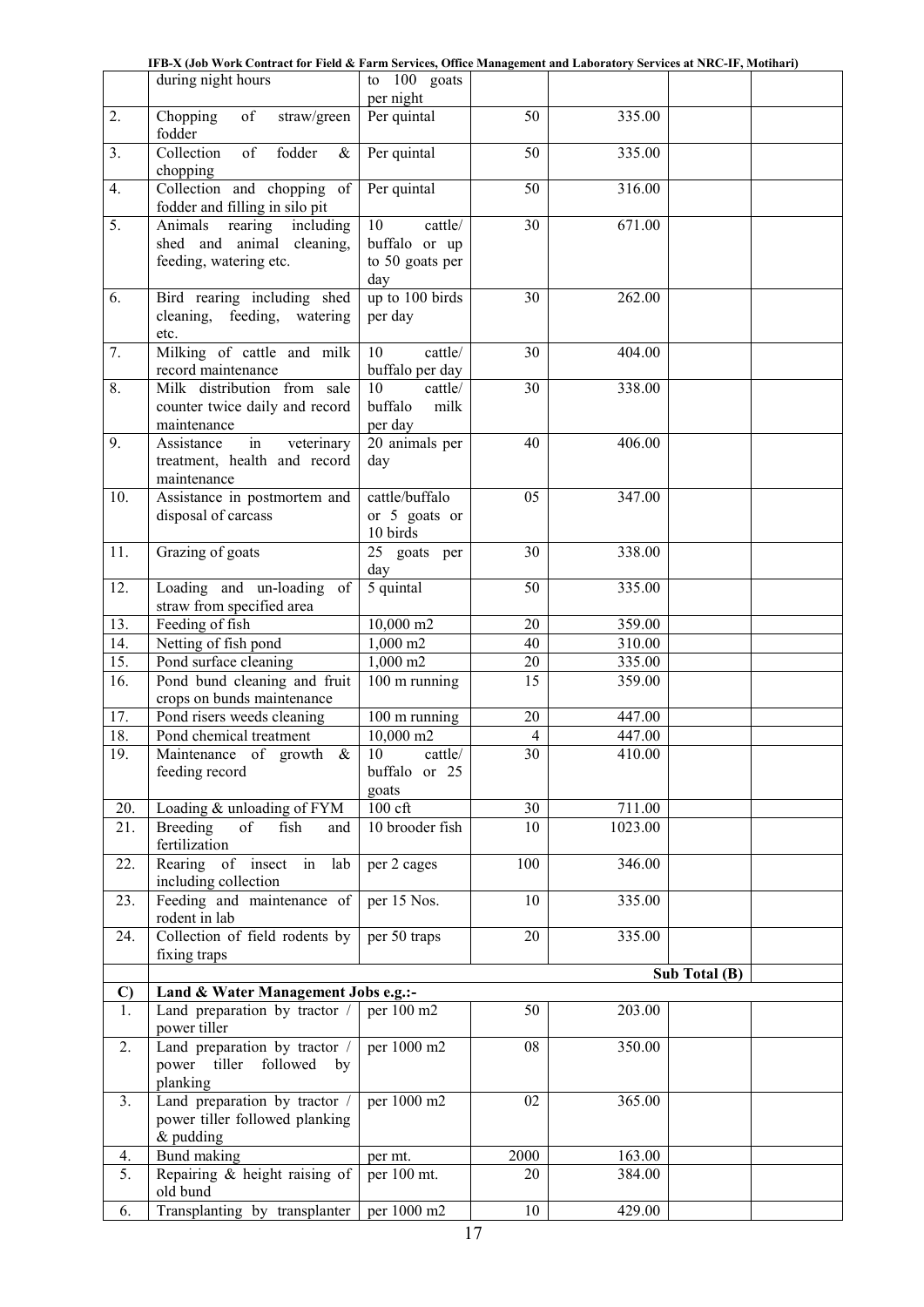| | during night hours | to 100 goats per night | | | | |
|---|---|---|---|---|---|---|
| 2. | Chopping of straw/green fodder | Per quintal | 50 | 335.00 | | |
| 3. | Collection of fodder & chopping | Per quintal | 50 | 335.00 | | |
| 4. | Collection and chopping of fodder and filling in silo pit | Per quintal | 50 | 316.00 | | |
| 5. | Animals rearing including shed and animal cleaning, feeding, watering etc. | 10 cattle/ buffalo or up to 50 goats per day | 30 | 671.00 | | |
| 6. | Bird rearing including shed cleaning, feeding, watering etc. | up to 100 birds per day | 30 | 262.00 | | |
| 7. | Milking of cattle and milk record maintenance | 10 cattle/ buffalo per day | 30 | 404.00 | | |
| 8. | Milk distribution from sale counter twice daily and record maintenance | 10 cattle/ buffalo milk per day | 30 | 338.00 | | |
| 9. | Assistance in veterinary treatment, health and record maintenance | 20 animals per day | 40 | 406.00 | | |
| 10. | Assistance in postmortem and disposal of carcass | cattle/buffalo or 5 goats or 10 birds | 05 | 347.00 | | |
| 11. | Grazing of goats | 25 goats per day | 30 | 338.00 | | |
| 12. | Loading and un-loading of straw from specified area | 5 quintal | 50 | 335.00 | | |
| 13. | Feeding of fish | 10,000 m2 | 20 | 359.00 | | |
| 14. | Netting of fish pond | 1,000 m2 | 40 | 310.00 | | |
| 15. | Pond surface cleaning | 1,000 m2 | 20 | 335.00 | | |
| 16. | Pond bund cleaning and fruit crops on bunds maintenance | 100 m running | 15 | 359.00 | | |
| 17. | Pond risers weeds cleaning | 100 m running | 20 | 447.00 | | |
| 18. | Pond chemical treatment | 10,000 m2 | 4 | 447.00 | | |
| 19. | Maintenance of growth & feeding record | 10 cattle/ buffalo or 25 goats | 30 | 410.00 | | |
| 20. | Loading & unloading of FYM | 100 cft | 30 | 711.00 | | |
| 21. | Breeding of fish and fertilization | 10 brooder fish | 10 | 1023.00 | | |
| 22. | Rearing of insect in lab including collection | per 2 cages | 100 | 346.00 | | |
| 23. | Feeding and maintenance of rodent in lab | per 15 Nos. | 10 | 335.00 | | |
| 24. | Collection of field rodents by fixing traps | per 50 traps | 20 | 335.00 | | |
| | | | | | **Sub Total (B)** | |
| **C)** | **Land & Water Management Jobs e.g.:-** | | | | | |
| 1. | Land preparation by tractor / power tiller | per 100 m2 | 50 | 203.00 | | |
| 2. | Land preparation by tractor / power tiller followed by planking | per 1000 m2 | 08 | 350.00 | | |
| 3. | Land preparation by tractor / power tiller followed planking & pudding | per 1000 m2 | 02 | 365.00 | | |
| 4. | Bund making | per mt. | 2000 | 163.00 | | |
| 5. | Repairing & height raising of old bund | per 100 mt. | 20 | 384.00 | | |
| 6. | Transplanting by transplanter | per 1000 m2 | 10 | 429.00 | | |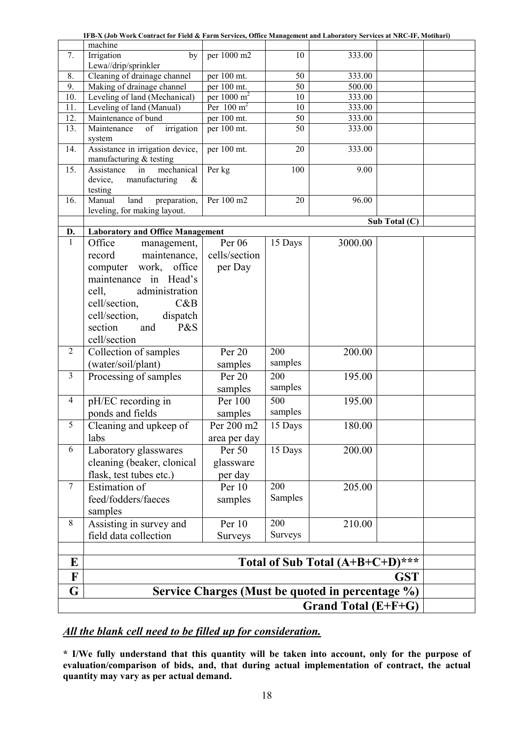| | machine | | | | | |
|---|---|---|---|---|---|---|
| 7. | Irrigation by Lewa//drip/sprinkler | per 1000 m2 | 10 | 333.00 | | |
| 8. | Cleaning of drainage channel | per 100 mt. | 50 | 333.00 | | |
| 9. | Making of drainage channel | per 100 mt. | 50 | 500.00 | | |
| 10. | Leveling of land (Mechanical) | per 1000 $m^2$ | 10 | 333.00 | | |
| 11. | Leveling of land (Manual) | Per 100 $m^2$ | 10 | 333.00 | | |
| 12. | Maintenance of bund | per 100 mt. | 50 | 333.00 | | |
| 13. | Maintenance of irrigation system | per 100 mt. | 50 | 333.00 | | |
| 14. | Assistance in irrigation device, manufacturing & testing | per 100 mt. | 20 | 333.00 | | |
| 15. | Assistance in mechanical device, manufacturing & testing | Per kg | 100 | 9.00 | | |
| 16. | Manual land preparation, leveling, for making layout. | Per 100 m2 | 20 | 96.00 | | |
| | | | | | Sub Total (C) | |
| **D.** | **Laboratory and Office Management** | | | | | |
| 1 | Office management, record maintenance, computer work, office maintenance in Head's cell, administration cell/section, C&B cell/section, dispatch section and P&S cell/section | Per 06 cells/section per Day | 15 Days | 3000.00 | | |
| 2 | Collection of samples (water/soil/plant) | Per 20 samples | 200 samples | 200.00 | | |
| 3 | Processing of samples | Per 20 samples | 200 samples | 195.00 | | |
| 4 | pH/EC recording in ponds and fields | Per 100 samples | 500 samples | 195.00 | | |
| 5 | Cleaning and upkeep of labs | Per 200 m2 area per day | 15 Days | 180.00 | | |
| 6 | Laboratory glasswares cleaning (beaker, clonical flask, test tubes etc.) | Per 50 glassware per day | 15 Days | 200.00 | | |
| 7 | Estimation of feed/fodders/faeces samples | Per 10 samples | 200 Samples | 205.00 | | |
| 8 | Assisting in survey and field data collection | Per 10 Surveys | 200 Surveys | 210.00 | | |
| | | | | | | |
| **E** | **Total of Sub Total (A+B+C+D)***** | | | | | |
| **F** | **GST** | | | | | |
| **G** | **Service Charges (Must be quoted in percentage %)** | | | | | |
| | **Grand Total (E+F+G)** | | | | | |

***All the blank cell need to be filled up for consideration.***

**\* I/We fully understand that this quantity will be taken into account, only for the purpose of evaluation/comparison of bids, and, that during actual implementation of contract, the actual quantity may vary as per actual demand.**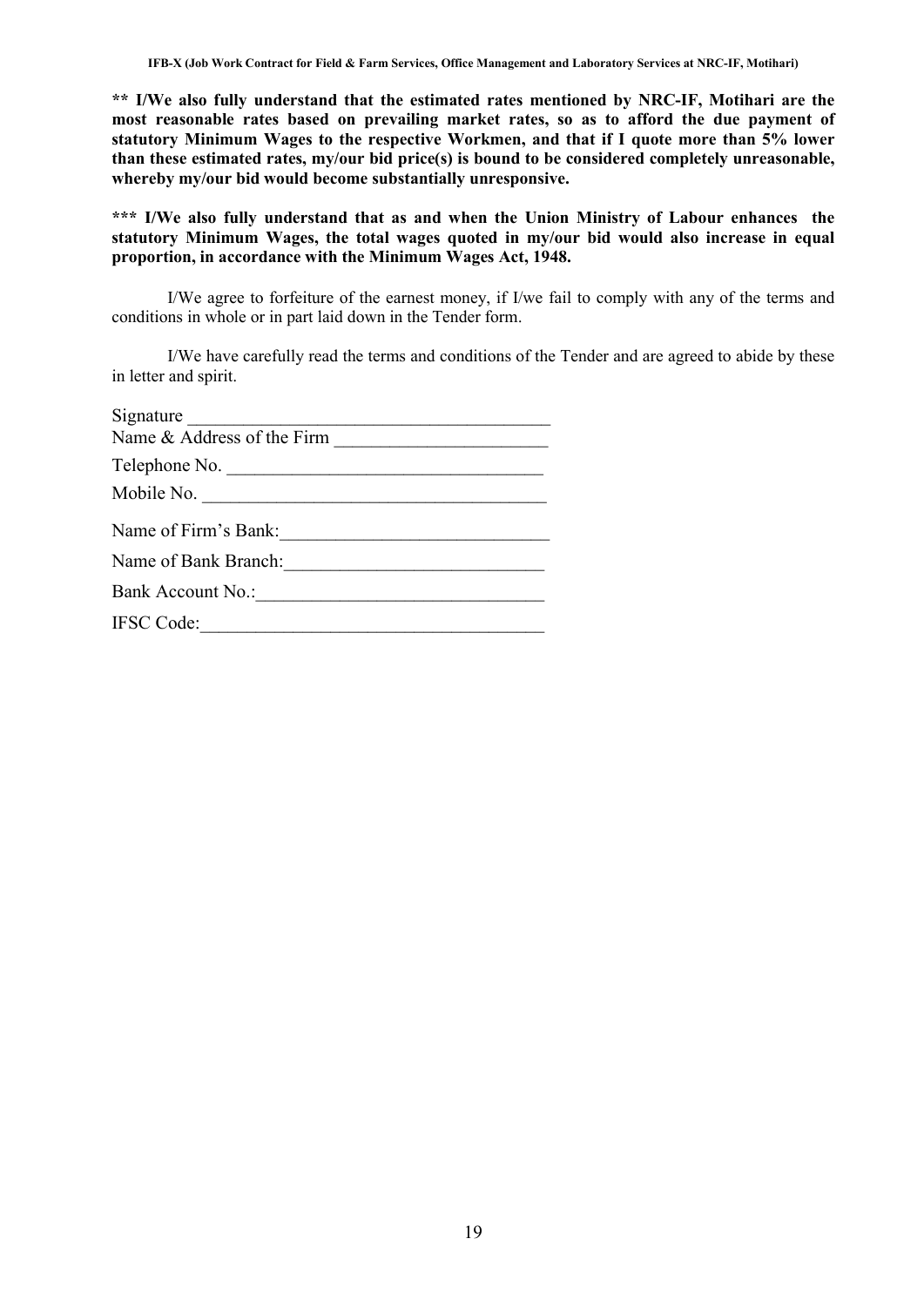**** I/We also fully understand that the estimated rates mentioned by NRC-IF, Motihari are the most reasonable rates based on prevailing market rates, so as to afford the due payment of statutory Minimum Wages to the respective Workmen, and that if I quote more than 5% lower than these estimated rates, my/our bid price(s) is bound to be considered completely unreasonable, whereby my/our bid would become substantially unresponsive.**

***** I/We also fully understand that as and when the Union Ministry of Labour enhances the statutory Minimum Wages, the total wages quoted in my/our bid would also increase in equal proportion, in accordance with the Minimum Wages Act, 1948.**

I/We agree to forfeiture of the earnest money, if I/we fail to comply with any of the terms and conditions in whole or in part laid down in the Tender form.

I/We have carefully read the terms and conditions of the Tender and are agreed to abide by these in letter and spirit.

Signature ______________________________________

Name & Address of the Firm _______________________

Telephone No. _________________________________

Mobile No. ____________________________________

Name of Firm's Bank:____________________________

Name of Bank Branch:___________________________

Bank Account No.:______________________________

IFSC Code:____________________________________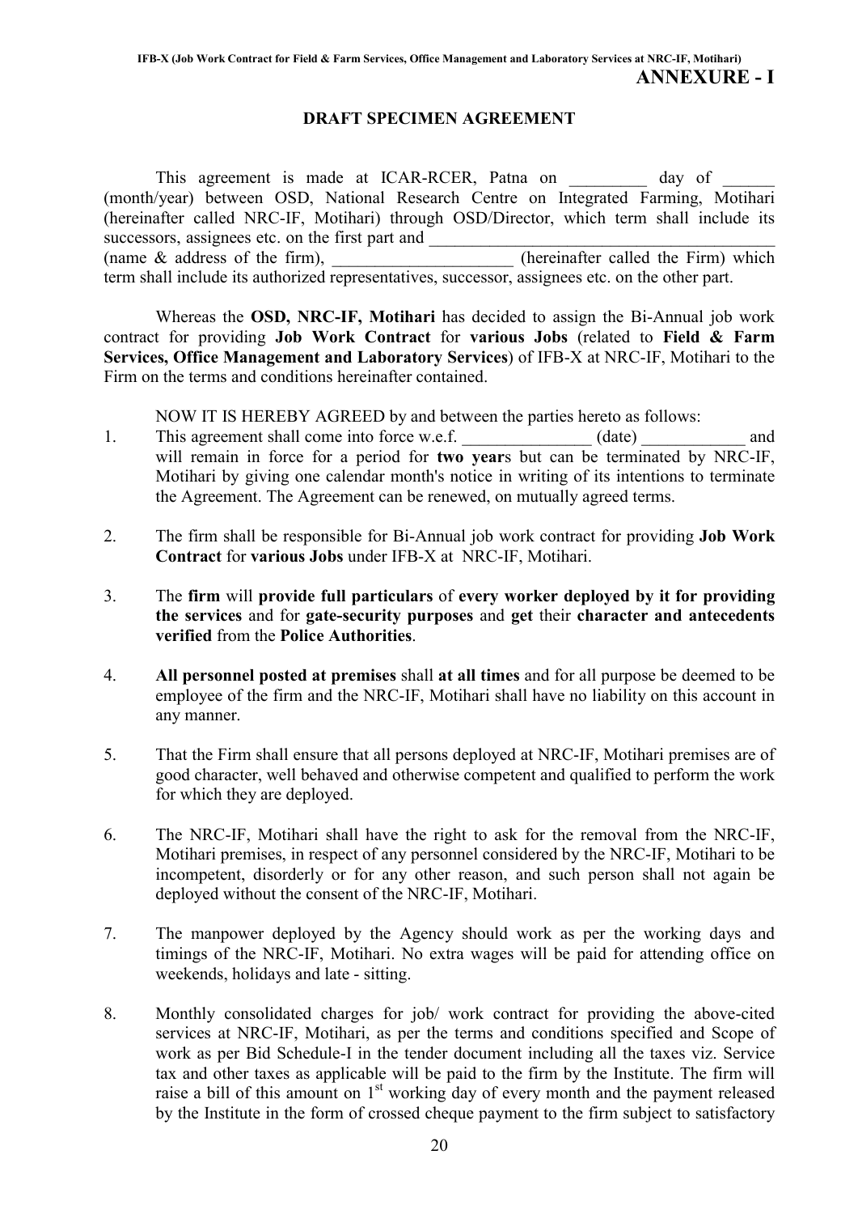**ANNEXURE - I**

## DRAFT SPECIMEN AGREEMENT

This agreement is made at ICAR-RCER, Patna on _________ day of ______ (month/year) between OSD, National Research Centre on Integrated Farming, Motihari (hereinafter called NRC-IF, Motihari) through OSD/Director, which term shall include its successors, assignees etc. on the first part and _________________________________________ (name & address of the firm), _____________________ (hereinafter called the Firm) which term shall include its authorized representatives, successor, assignees etc. on the other part.

Whereas the **OSD, NRC-IF, Motihari** has decided to assign the Bi-Annual job work contract for providing **Job Work Contract** for **various Jobs** (related to **Field & Farm Services, Office Management and Laboratory Services**) of IFB-X at NRC-IF, Motihari to the Firm on the terms and conditions hereinafter contained.

NOW IT IS HEREBY AGREED by and between the parties hereto as follows:

1. This agreement shall come into force w.e.f. _______________ (date) ____________ and will remain in force for a period for **two year**s but can be terminated by NRC-IF, Motihari by giving one calendar month's notice in writing of its intentions to terminate the Agreement. The Agreement can be renewed, on mutually agreed terms.

2. The firm shall be responsible for Bi-Annual job work contract for providing **Job Work Contract** for **various Jobs** under IFB-X at NRC-IF, Motihari.

3. The **firm** will **provide full particulars** of **every worker deployed by it for providing the services** and for **gate-security purposes** and **get** their **character and antecedents verified** from the **Police Authorities**.

4. **All personnel posted at premises** shall **at all times** and for all purpose be deemed to be employee of the firm and the NRC-IF, Motihari shall have no liability on this account in any manner.

5. That the Firm shall ensure that all persons deployed at NRC-IF, Motihari premises are of good character, well behaved and otherwise competent and qualified to perform the work for which they are deployed.

6. The NRC-IF, Motihari shall have the right to ask for the removal from the NRC-IF, Motihari premises, in respect of any personnel considered by the NRC-IF, Motihari to be incompetent, disorderly or for any other reason, and such person shall not again be deployed without the consent of the NRC-IF, Motihari.

7. The manpower deployed by the Agency should work as per the working days and timings of the NRC-IF, Motihari. No extra wages will be paid for attending office on weekends, holidays and late - sitting.

8. Monthly consolidated charges for job/ work contract for providing the above-cited services at NRC-IF, Motihari, as per the terms and conditions specified and Scope of work as per Bid Schedule-I in the tender document including all the taxes viz. Service tax and other taxes as applicable will be paid to the firm by the Institute. The firm will raise a bill of this amount on 1st working day of every month and the payment released by the Institute in the form of crossed cheque payment to the firm subject to satisfactory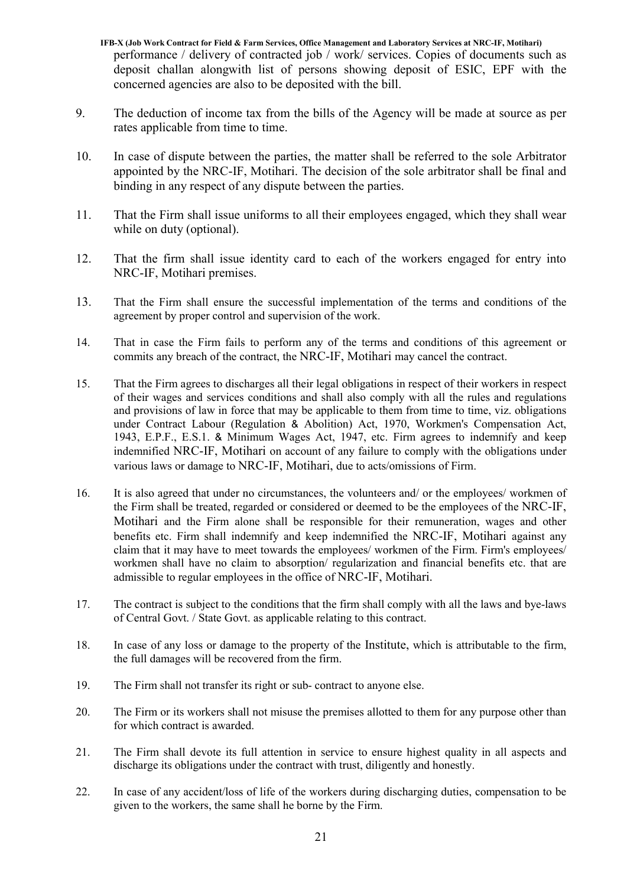performance / delivery of contracted job / work/ services. Copies of documents such as deposit challan alongwith list of persons showing deposit of ESIC, EPF with the concerned agencies are also to be deposited with the bill.

9. The deduction of income tax from the bills of the Agency will be made at source as per rates applicable from time to time.

10. In case of dispute between the parties, the matter shall be referred to the sole Arbitrator appointed by the NRC-IF, Motihari. The decision of the sole arbitrator shall be final and binding in any respect of any dispute between the parties.

11. That the Firm shall issue uniforms to all their employees engaged, which they shall wear while on duty (optional).

12. That the firm shall issue identity card to each of the workers engaged for entry into NRC-IF, Motihari premises.

13. That the Firm shall ensure the successful implementation of the terms and conditions of the agreement by proper control and supervision of the work.

14. That in case the Firm fails to perform any of the terms and conditions of this agreement or commits any breach of the contract, the NRC-IF, Motihari may cancel the contract.

15. That the Firm agrees to discharges all their legal obligations in respect of their workers in respect of their wages and services conditions and shall also comply with all the rules and regulations and provisions of law in force that may be applicable to them from time to time, viz. obligations under Contract Labour (Regulation & Abolition) Act, 1970, Workmen's Compensation Act, 1943, E.P.F., E.S.1. & Minimum Wages Act, 1947, etc. Firm agrees to indemnify and keep indemnified NRC-IF, Motihari on account of any failure to comply with the obligations under various laws or damage to NRC-IF, Motihari, due to acts/omissions of Firm.

16. It is also agreed that under no circumstances, the volunteers and/ or the employees/ workmen of the Firm shall be treated, regarded or considered or deemed to be the employees of the NRC-IF, Motihari and the Firm alone shall be responsible for their remuneration, wages and other benefits etc. Firm shall indemnify and keep indemnified the NRC-IF, Motihari against any claim that it may have to meet towards the employees/ workmen of the Firm. Firm's employees/ workmen shall have no claim to absorption/ regularization and financial benefits etc. that are admissible to regular employees in the office of NRC-IF, Motihari.

17. The contract is subject to the conditions that the firm shall comply with all the laws and bye-laws of Central Govt. / State Govt. as applicable relating to this contract.

18. In case of any loss or damage to the property of the Institute, which is attributable to the firm, the full damages will be recovered from the firm.

19. The Firm shall not transfer its right or sub- contract to anyone else.

20. The Firm or its workers shall not misuse the premises allotted to them for any purpose other than for which contract is awarded.

21. The Firm shall devote its full attention in service to ensure highest quality in all aspects and discharge its obligations under the contract with trust, diligently and honestly.

22. In case of any accident/loss of life of the workers during discharging duties, compensation to be given to the workers, the same shall he borne by the Firm.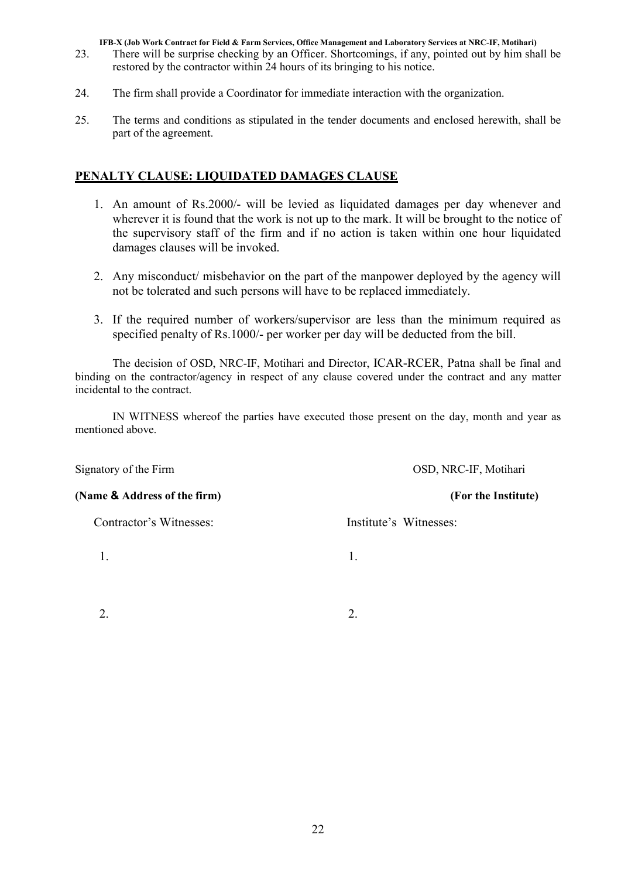23. There will be surprise checking by an Officer. Shortcomings, if any, pointed out by him shall be restored by the contractor within 24 hours of its bringing to his notice.

24. The firm shall provide a Coordinator for immediate interaction with the organization.

25. The terms and conditions as stipulated in the tender documents and enclosed herewith, shall be part of the agreement.

## PENALTY CLAUSE: LIQUIDATED DAMAGES CLAUSE

1. An amount of Rs.2000/- will be levied as liquidated damages per day whenever and wherever it is found that the work is not up to the mark. It will be brought to the notice of the supervisory staff of the firm and if no action is taken within one hour liquidated damages clauses will be invoked.

2. Any misconduct/ misbehavior on the part of the manpower deployed by the agency will not be tolerated and such persons will have to be replaced immediately.

3. If the required number of workers/supervisor are less than the minimum required as specified penalty of Rs.1000/- per worker per day will be deducted from the bill.

The decision of OSD, NRC-IF, Motihari and Director, ICAR-RCER, Patna shall be final and binding on the contractor/agency in respect of any clause covered under the contract and any matter incidental to the contract.

IN WITNESS whereof the parties have executed those present on the day, month and year as mentioned above.

Signatory of the Firm — OSD, NRC-IF, Motihari

**(Name & Address of the firm)** — **(For the Institute)**

Contractor's Witnesses:

1.

2.

Institute's Witnesses:

1.

2.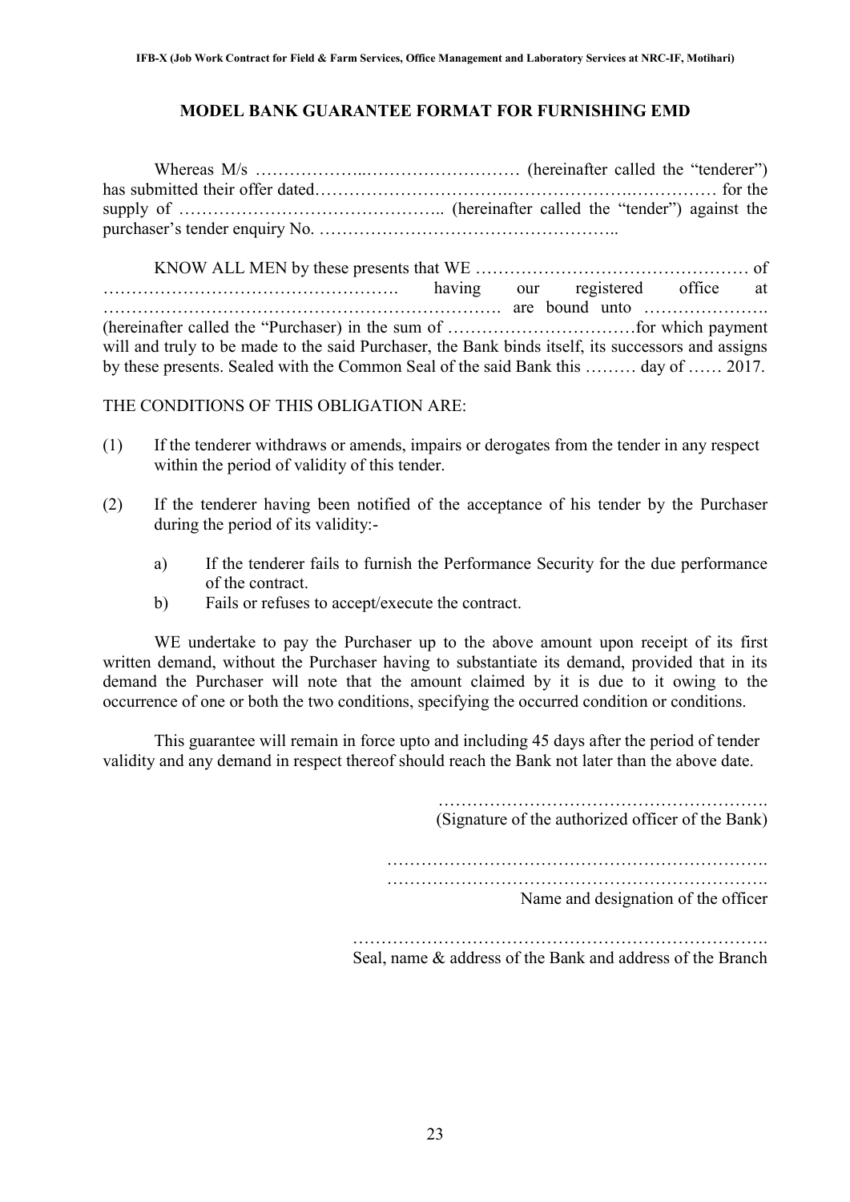# MODEL BANK GUARANTEE FORMAT FOR FURNISHING EMD

Whereas M/s ………………..……………………… (hereinafter called the "tenderer") has submitted their offer dated…………………………..………………….…………… for the supply of ……………………………………….. (hereinafter called the "tender") against the purchaser's tender enquiry No. ……………………………………………..

KNOW ALL MEN by these presents that WE ………………………………………… of ……………………………………………. having our registered office at ……………………………………………………………. are bound unto …………………. (hereinafter called the "Purchaser) in the sum of ……………………………for which payment will and truly to be made to the said Purchaser, the Bank binds itself, its successors and assigns by these presents. Sealed with the Common Seal of the said Bank this ……… day of …… 2017.

THE CONDITIONS OF THIS OBLIGATION ARE:

(1) If the tenderer withdraws or amends, impairs or derogates from the tender in any respect within the period of validity of this tender.

(2) If the tenderer having been notified of the acceptance of his tender by the Purchaser during the period of its validity:-

   a) If the tenderer fails to furnish the Performance Security for the due performance of the contract.

   b) Fails or refuses to accept/execute the contract.

WE undertake to pay the Purchaser up to the above amount upon receipt of its first written demand, without the Purchaser having to substantiate its demand, provided that in its demand the Purchaser will note that the amount claimed by it is due to it owing to the occurrence of one or both the two conditions, specifying the occurred condition or conditions.

This guarantee will remain in force upto and including 45 days after the period of tender validity and any demand in respect thereof should reach the Bank not later than the above date.

………………………………………………….
(Signature of the authorized officer of the Bank)

………………………………………………………….
………………………………………………………….
Name and designation of the officer

……………………………………………………………….
Seal, name & address of the Bank and address of the Branch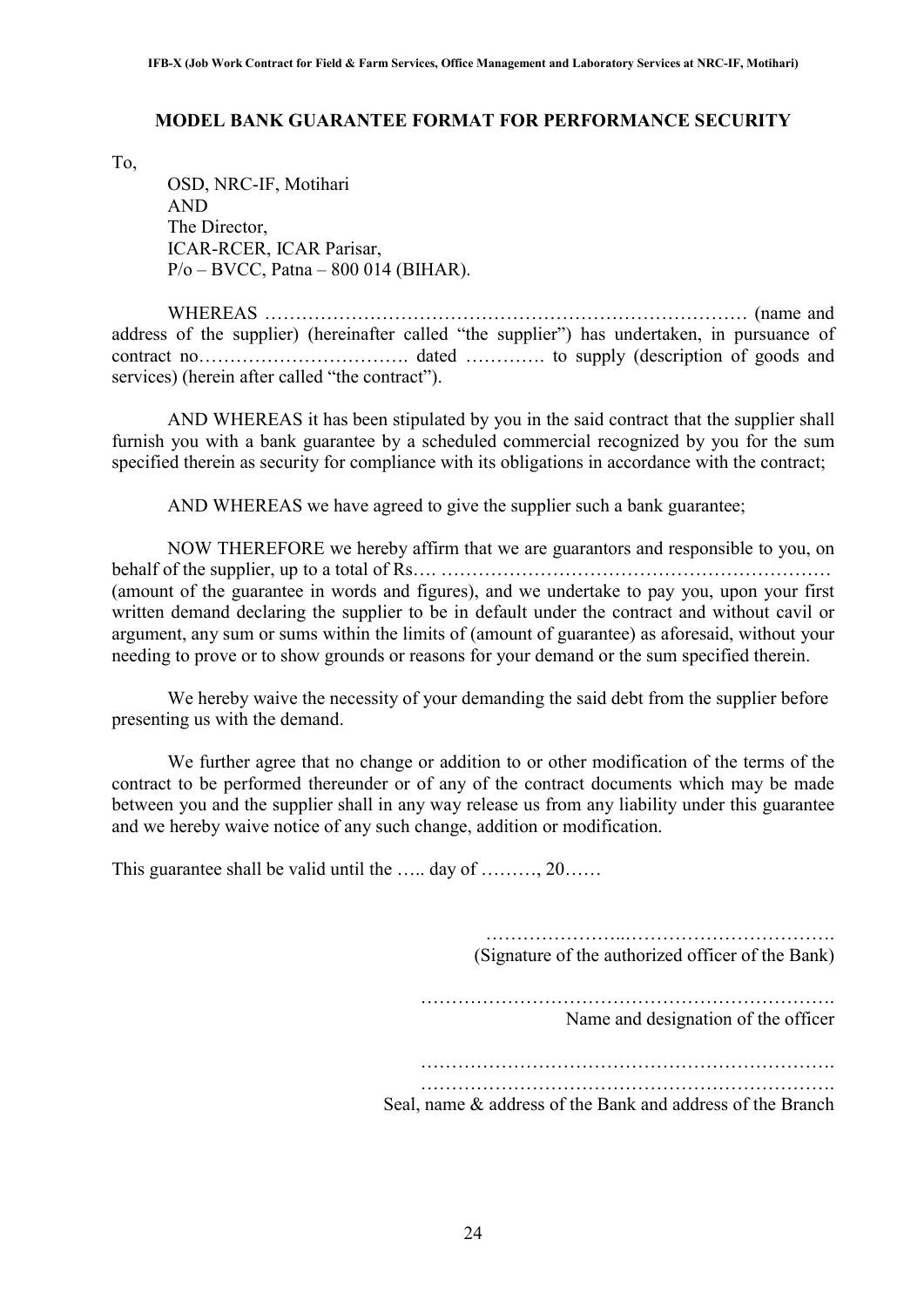## MODEL BANK GUARANTEE FORMAT FOR PERFORMANCE SECURITY

To,

OSD, NRC-IF, Motihari
AND
The Director,
ICAR-RCER, ICAR Parisar,
P/o – BVCC, Patna – 800 014 (BIHAR).

WHEREAS ……………………………………………………………………… (name and address of the supplier) (hereinafter called "the supplier") has undertaken, in pursuance of contract no……………………………. dated …………. to supply (description of goods and services) (herein after called "the contract").

AND WHEREAS it has been stipulated by you in the said contract that the supplier shall furnish you with a bank guarantee by a scheduled commercial recognized by you for the sum specified therein as security for compliance with its obligations in accordance with the contract;

AND WHEREAS we have agreed to give the supplier such a bank guarantee;

NOW THEREFORE we hereby affirm that we are guarantors and responsible to you, on behalf of the supplier, up to a total of Rs…. ……………………………………………………… (amount of the guarantee in words and figures), and we undertake to pay you, upon your first written demand declaring the supplier to be in default under the contract and without cavil or argument, any sum or sums within the limits of (amount of guarantee) as aforesaid, without your needing to prove or to show grounds or reasons for your demand or the sum specified therein.

We hereby waive the necessity of your demanding the said debt from the supplier before presenting us with the demand.

We further agree that no change or addition to or other modification of the terms of the contract to be performed thereunder or of any of the contract documents which may be made between you and the supplier shall in any way release us from any liability under this guarantee and we hereby waive notice of any such change, addition or modification.

This guarantee shall be valid until the ….. day of ………, 20……

…………………..…………………………….
(Signature of the authorized officer of the Bank)

………………………………………………………….
Name and designation of the officer

………………………………………………………….
………………………………………………………….
Seal, name & address of the Bank and address of the Branch